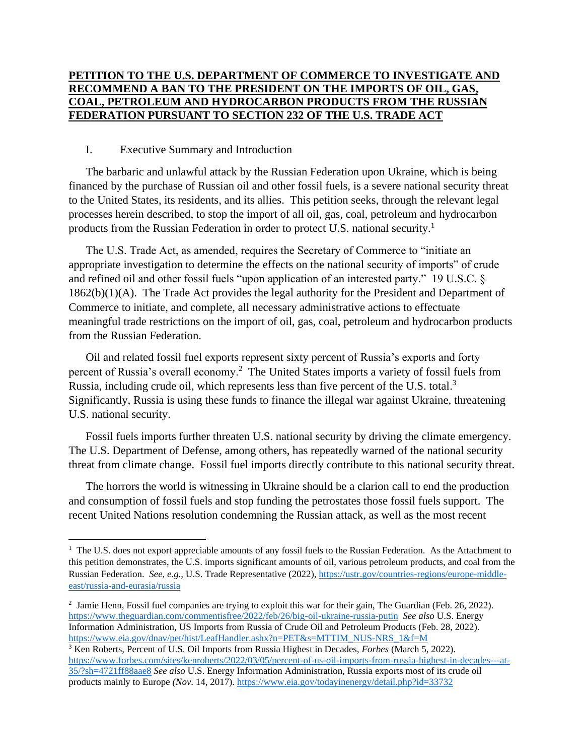**PETITION TO THE U.S. DEPARTMENT OF COMMERCE TO INVESTIGATE AND RECOMMEND A BAN TO THE PRESIDENT ON THE IMPORTS OF OIL, GAS, COAL, PETROLEUM AND HYDROCARBON PRODUCTS FROM THE RUSSIAN FEDERATION PURSUANT TO SECTION 232 OF THE U.S. TRADE ACT**

## I. Executive Summary and Introduction

The barbaric and unlawful attack by the Russian Federation upon Ukraine, which is being financed by the purchase of Russian oil and other fossil fuels, is a severe national security threat to the United States, its residents, and its allies. This petition seeks, through the relevant legal processes herein described, to stop the import of all oil, gas, coal, petroleum and hydrocarbon products from the Russian Federation in order to protect U.S. national security.[1]

The U.S. Trade Act, as amended, requires the Secretary of Commerce to "initiate an appropriate investigation to determine the effects on the national security of imports" of crude and refined oil and other fossil fuels "upon application of an interested party." 19 U.S.C. § 1862(b)(1)(A). The Trade Act provides the legal authority for the President and Department of Commerce to initiate, and complete, all necessary administrative actions to effectuate meaningful trade restrictions on the import of oil, gas, coal, petroleum and hydrocarbon products from the Russian Federation.

Oil and related fossil fuel exports represent sixty percent of Russia's exports and forty percent of Russia's overall economy.[2] The United States imports a variety of fossil fuels from Russia, including crude oil, which represents less than five percent of the U.S. total.[3] Significantly, Russia is using these funds to finance the illegal war against Ukraine, threatening U.S. national security.

Fossil fuels imports further threaten U.S. national security by driving the climate emergency. The U.S. Department of Defense, among others, has repeatedly warned of the national security threat from climate change. Fossil fuel imports directly contribute to this national security threat.

The horrors the world is witnessing in Ukraine should be a clarion call to end the production and consumption of fossil fuels and stop funding the petrostates those fossil fuels support. The recent United Nations resolution condemning the Russian attack, as well as the most recent

---

[1] The U.S. does not export appreciable amounts of any fossil fuels to the Russian Federation. As the Attachment to this petition demonstrates, the U.S. imports significant amounts of oil, various petroleum products, and coal from the Russian Federation. *See, e.g.*, U.S. Trade Representative (2022), https://ustr.gov/countries-regions/europe-middle-east/russia-and-eurasia/russia

[2] Jamie Henn, Fossil fuel companies are trying to exploit this war for their gain, The Guardian (Feb. 26, 2022). https://www.theguardian.com/commentisfree/2022/feb/26/big-oil-ukraine-russia-putin *See also* U.S. Energy Information Administration, US Imports from Russia of Crude Oil and Petroleum Products (Feb. 28, 2022). https://www.eia.gov/dnav/pet/hist/LeafHandler.ashx?n=PET&s=MTTIM_NUS-NRS_1&f=M

[3] Ken Roberts, Percent of U.S. Oil Imports from Russia Highest in Decades, *Forbes* (March 5, 2022). https://www.forbes.com/sites/kenroberts/2022/03/05/percent-of-us-oil-imports-from-russia-highest-in-decades---at-35/?sh=4721ff88aae8 *See also* U.S. Energy Information Administration, Russia exports most of its crude oil products mainly to Europe *(Nov.* 14, 2017). https://www.eia.gov/todayinenergy/detail.php?id=33732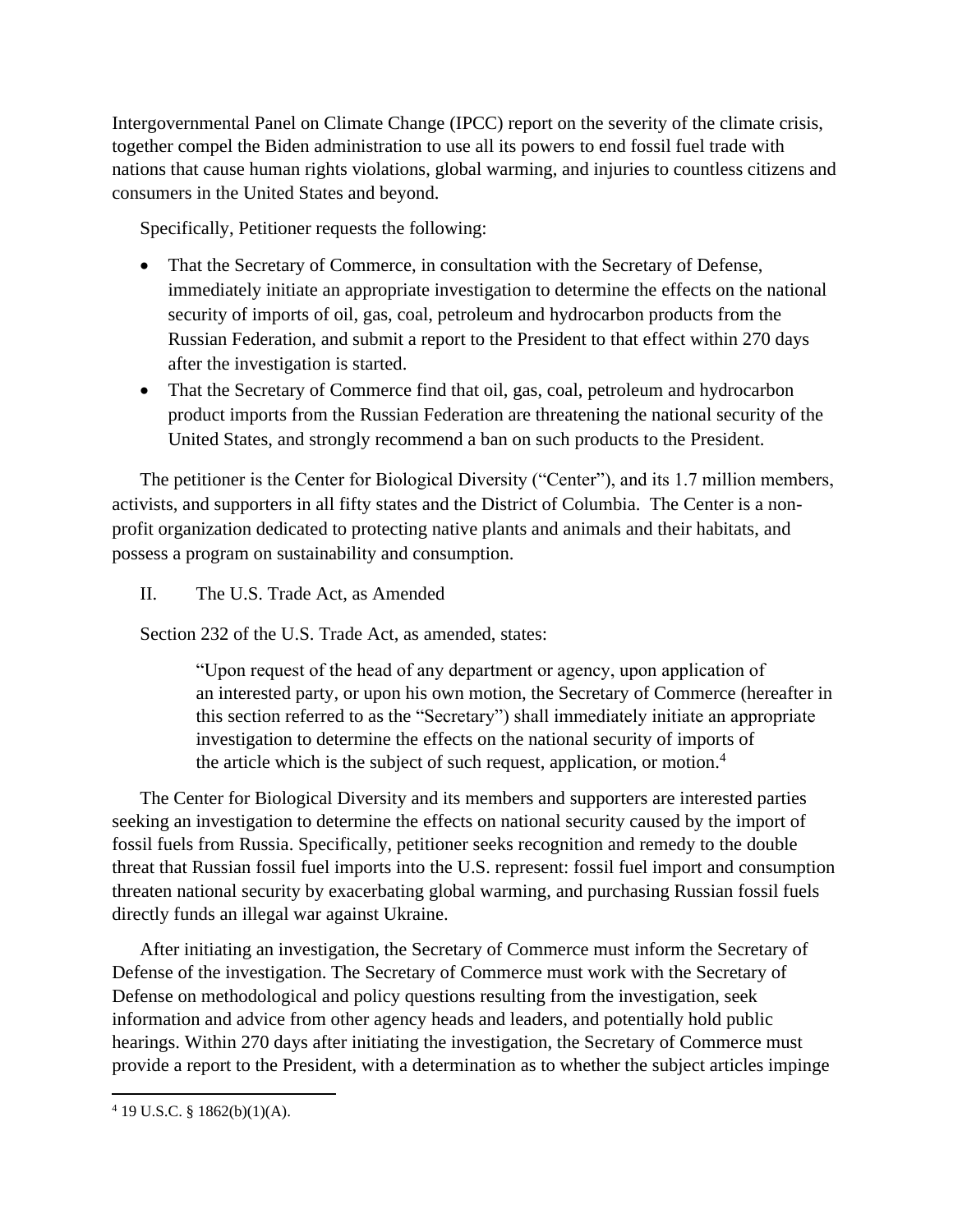Intergovernmental Panel on Climate Change (IPCC) report on the severity of the climate crisis, together compel the Biden administration to use all its powers to end fossil fuel trade with nations that cause human rights violations, global warming, and injuries to countless citizens and consumers in the United States and beyond.

Specifically, Petitioner requests the following:

- That the Secretary of Commerce, in consultation with the Secretary of Defense, immediately initiate an appropriate investigation to determine the effects on the national security of imports of oil, gas, coal, petroleum and hydrocarbon products from the Russian Federation, and submit a report to the President to that effect within 270 days after the investigation is started.
- That the Secretary of Commerce find that oil, gas, coal, petroleum and hydrocarbon product imports from the Russian Federation are threatening the national security of the United States, and strongly recommend a ban on such products to the President.

The petitioner is the Center for Biological Diversity ("Center"), and its 1.7 million members, activists, and supporters in all fifty states and the District of Columbia. The Center is a non-profit organization dedicated to protecting native plants and animals and their habitats, and possess a program on sustainability and consumption.

## II. The U.S. Trade Act, as Amended

Section 232 of the U.S. Trade Act, as amended, states:

> "Upon request of the head of any department or agency, upon application of an interested party, or upon his own motion, the Secretary of Commerce (hereafter in this section referred to as the "Secretary") shall immediately initiate an appropriate investigation to determine the effects on the national security of imports of the article which is the subject of such request, application, or motion.[4]

The Center for Biological Diversity and its members and supporters are interested parties seeking an investigation to determine the effects on national security caused by the import of fossil fuels from Russia. Specifically, petitioner seeks recognition and remedy to the double threat that Russian fossil fuel imports into the U.S. represent: fossil fuel import and consumption threaten national security by exacerbating global warming, and purchasing Russian fossil fuels directly funds an illegal war against Ukraine.

After initiating an investigation, the Secretary of Commerce must inform the Secretary of Defense of the investigation. The Secretary of Commerce must work with the Secretary of Defense on methodological and policy questions resulting from the investigation, seek information and advice from other agency heads and leaders, and potentially hold public hearings. Within 270 days after initiating the investigation, the Secretary of Commerce must provide a report to the President, with a determination as to whether the subject articles impinge

[4] 19 U.S.C. § 1862(b)(1)(A).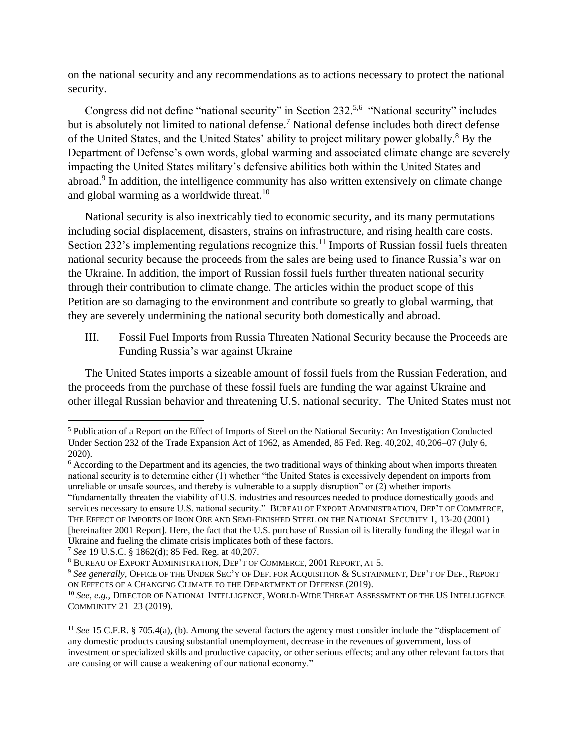on the national security and any recommendations as to actions necessary to protect the national security.

Congress did not define "national security" in Section 232.[5,6] "National security" includes but is absolutely not limited to national defense.[7] National defense includes both direct defense of the United States, and the United States' ability to project military power globally.[8] By the Department of Defense's own words, global warming and associated climate change are severely impacting the United States military's defensive abilities both within the United States and abroad.[9] In addition, the intelligence community has also written extensively on climate change and global warming as a worldwide threat.[10]

National security is also inextricably tied to economic security, and its many permutations including social displacement, disasters, strains on infrastructure, and rising health care costs. Section 232's implementing regulations recognize this.[11] Imports of Russian fossil fuels threaten national security because the proceeds from the sales are being used to finance Russia's war on the Ukraine. In addition, the import of Russian fossil fuels further threaten national security through their contribution to climate change. The articles within the product scope of this Petition are so damaging to the environment and contribute so greatly to global warming, that they are severely undermining the national security both domestically and abroad.

## III. Fossil Fuel Imports from Russia Threaten National Security because the Proceeds are Funding Russia's war against Ukraine

The United States imports a sizeable amount of fossil fuels from the Russian Federation, and the proceeds from the purchase of these fossil fuels are funding the war against Ukraine and other illegal Russian behavior and threatening U.S. national security. The United States must not

---

[5] Publication of a Report on the Effect of Imports of Steel on the National Security: An Investigation Conducted Under Section 232 of the Trade Expansion Act of 1962, as Amended, 85 Fed. Reg. 40,202, 40,206–07 (July 6, 2020).

[6] According to the Department and its agencies, the two traditional ways of thinking about when imports threaten national security is to determine either (1) whether "the United States is excessively dependent on imports from unreliable or unsafe sources, and thereby is vulnerable to a supply disruption" or (2) whether imports "fundamentally threaten the viability of U.S. industries and resources needed to produce domestically goods and services necessary to ensure U.S. national security." BUREAU OF EXPORT ADMINISTRATION, DEP'T OF COMMERCE, THE EFFECT OF IMPORTS OF IRON ORE AND SEMI-FINISHED STEEL ON THE NATIONAL SECURITY 1, 13-20 (2001) [hereinafter 2001 Report]. Here, the fact that the U.S. purchase of Russian oil is literally funding the illegal war in Ukraine and fueling the climate crisis implicates both of these factors.

[7] *See* 19 U.S.C. § 1862(d); 85 Fed. Reg. at 40,207.

[8] BUREAU OF EXPORT ADMINISTRATION, DEP'T OF COMMERCE, 2001 REPORT, AT 5.

[9] *See generally*, OFFICE OF THE UNDER SEC'Y OF DEF. FOR ACQUISITION & SUSTAINMENT, DEP'T OF DEF., REPORT ON EFFECTS OF A CHANGING CLIMATE TO THE DEPARTMENT OF DEFENSE (2019).

[10] *See, e.g.*, DIRECTOR OF NATIONAL INTELLIGENCE, WORLD-WIDE THREAT ASSESSMENT OF THE US INTELLIGENCE COMMUNITY 21–23 (2019).

[11] *See* 15 C.F.R. § 705.4(a), (b). Among the several factors the agency must consider include the "displacement of any domestic products causing substantial unemployment, decrease in the revenues of government, loss of investment or specialized skills and productive capacity, or other serious effects; and any other relevant factors that are causing or will cause a weakening of our national economy."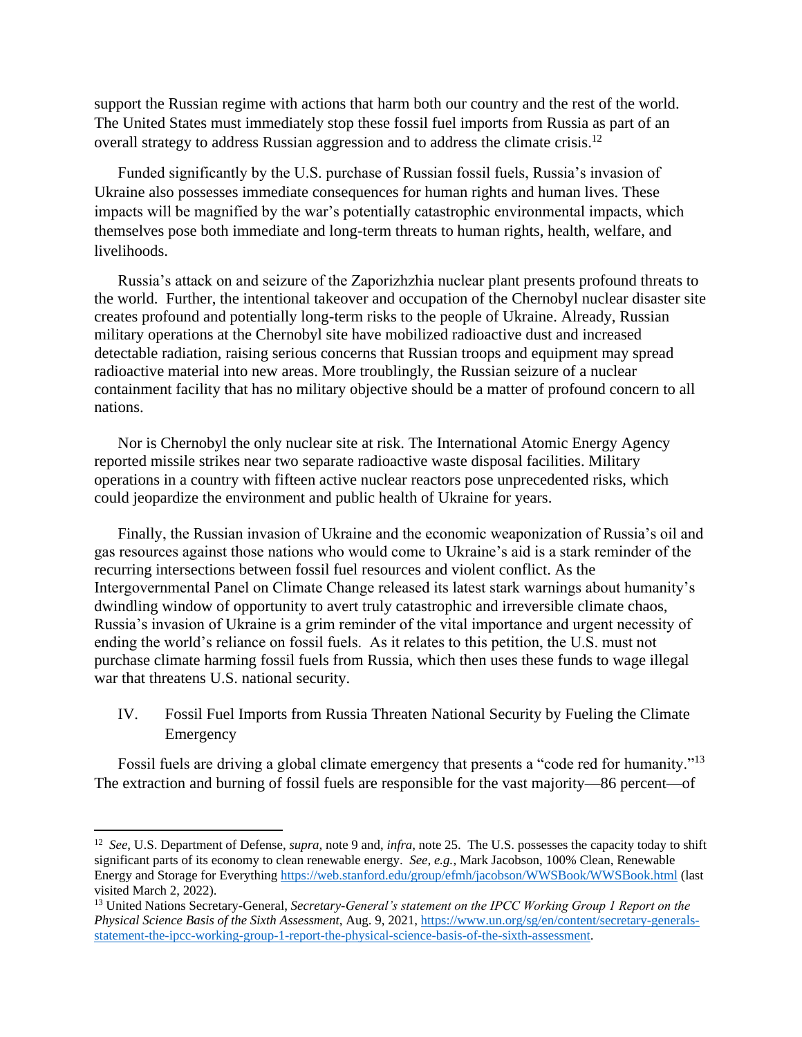support the Russian regime with actions that harm both our country and the rest of the world. The United States must immediately stop these fossil fuel imports from Russia as part of an overall strategy to address Russian aggression and to address the climate crisis.[12]

Funded significantly by the U.S. purchase of Russian fossil fuels, Russia's invasion of Ukraine also possesses immediate consequences for human rights and human lives. These impacts will be magnified by the war's potentially catastrophic environmental impacts, which themselves pose both immediate and long-term threats to human rights, health, welfare, and livelihoods.

Russia's attack on and seizure of the Zaporizhzhia nuclear plant presents profound threats to the world. Further, the intentional takeover and occupation of the Chernobyl nuclear disaster site creates profound and potentially long-term risks to the people of Ukraine. Already, Russian military operations at the Chernobyl site have mobilized radioactive dust and increased detectable radiation, raising serious concerns that Russian troops and equipment may spread radioactive material into new areas. More troublingly, the Russian seizure of a nuclear containment facility that has no military objective should be a matter of profound concern to all nations.

Nor is Chernobyl the only nuclear site at risk. The International Atomic Energy Agency reported missile strikes near two separate radioactive waste disposal facilities. Military operations in a country with fifteen active nuclear reactors pose unprecedented risks, which could jeopardize the environment and public health of Ukraine for years.

Finally, the Russian invasion of Ukraine and the economic weaponization of Russia's oil and gas resources against those nations who would come to Ukraine's aid is a stark reminder of the recurring intersections between fossil fuel resources and violent conflict. As the Intergovernmental Panel on Climate Change released its latest stark warnings about humanity's dwindling window of opportunity to avert truly catastrophic and irreversible climate chaos, Russia's invasion of Ukraine is a grim reminder of the vital importance and urgent necessity of ending the world's reliance on fossil fuels. As it relates to this petition, the U.S. must not purchase climate harming fossil fuels from Russia, which then uses these funds to wage illegal war that threatens U.S. national security.

## IV. Fossil Fuel Imports from Russia Threaten National Security by Fueling the Climate Emergency

Fossil fuels are driving a global climate emergency that presents a "code red for humanity."[13] The extraction and burning of fossil fuels are responsible for the vast majority—86 percent—of

---

[12] *See*, U.S. Department of Defense, *supra*, note 9 and, *infra*, note 25. The U.S. possesses the capacity today to shift significant parts of its economy to clean renewable energy. *See, e.g.*, Mark Jacobson, 100% Clean, Renewable Energy and Storage for Everything https://web.stanford.edu/group/efmh/jacobson/WWSBook/WWSBook.html (last visited March 2, 2022).

[13] United Nations Secretary-General, *Secretary-General's statement on the IPCC Working Group 1 Report on the Physical Science Basis of the Sixth Assessment*, Aug. 9, 2021, https://www.un.org/sg/en/content/secretary-generals-statement-the-ipcc-working-group-1-report-the-physical-science-basis-of-the-sixth-assessment.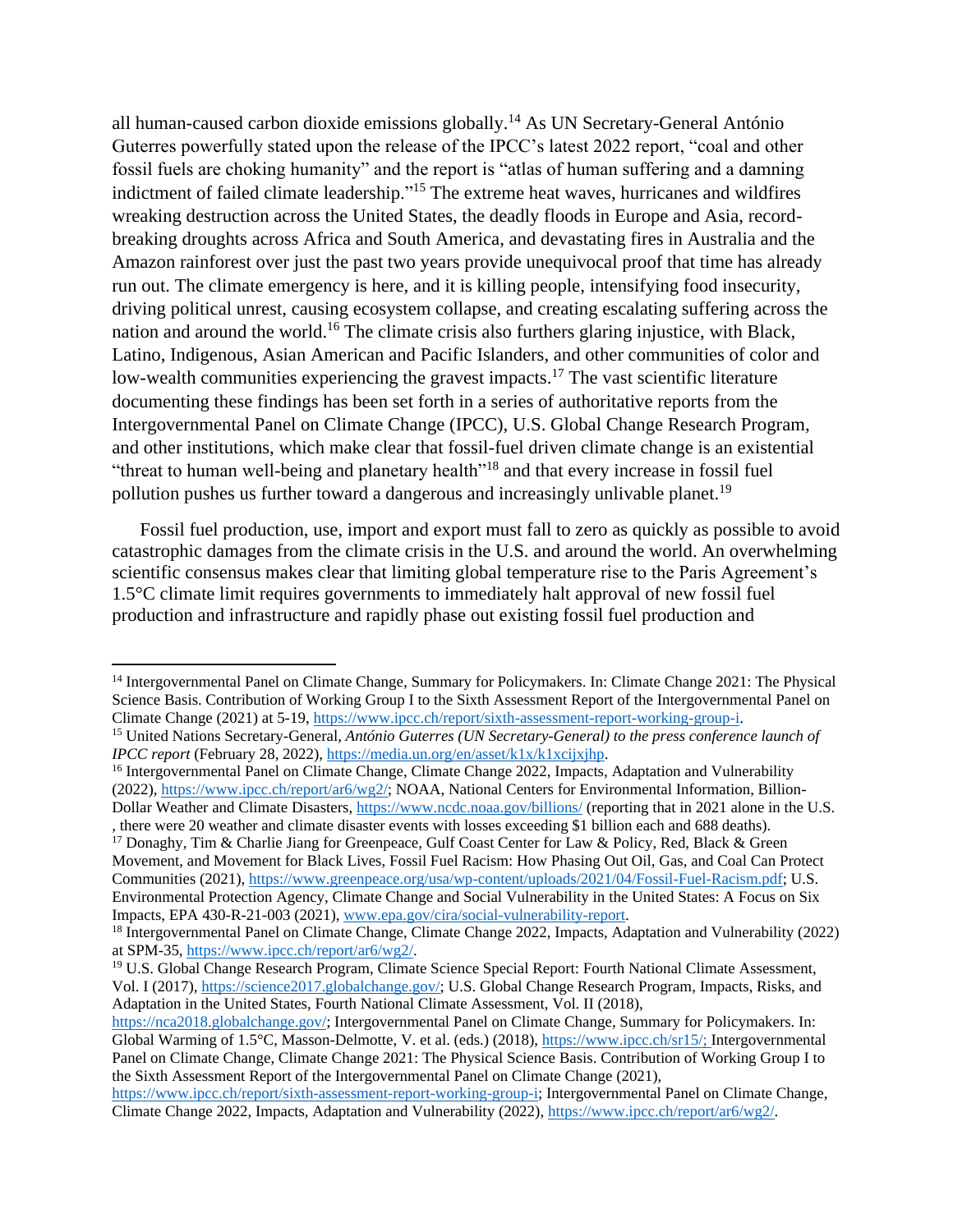all human-caused carbon dioxide emissions globally.[14] As UN Secretary-General António Guterres powerfully stated upon the release of the IPCC's latest 2022 report, "coal and other fossil fuels are choking humanity" and the report is "atlas of human suffering and a damning indictment of failed climate leadership."[15] The extreme heat waves, hurricanes and wildfires wreaking destruction across the United States, the deadly floods in Europe and Asia, record-breaking droughts across Africa and South America, and devastating fires in Australia and the Amazon rainforest over just the past two years provide unequivocal proof that time has already run out. The climate emergency is here, and it is killing people, intensifying food insecurity, driving political unrest, causing ecosystem collapse, and creating escalating suffering across the nation and around the world.[16] The climate crisis also furthers glaring injustice, with Black, Latino, Indigenous, Asian American and Pacific Islanders, and other communities of color and low-wealth communities experiencing the gravest impacts.[17] The vast scientific literature documenting these findings has been set forth in a series of authoritative reports from the Intergovernmental Panel on Climate Change (IPCC), U.S. Global Change Research Program, and other institutions, which make clear that fossil-fuel driven climate change is an existential "threat to human well-being and planetary health"[18] and that every increase in fossil fuel pollution pushes us further toward a dangerous and increasingly unlivable planet.[19]

Fossil fuel production, use, import and export must fall to zero as quickly as possible to avoid catastrophic damages from the climate crisis in the U.S. and around the world. An overwhelming scientific consensus makes clear that limiting global temperature rise to the Paris Agreement's 1.5°C climate limit requires governments to immediately halt approval of new fossil fuel production and infrastructure and rapidly phase out existing fossil fuel production and

---

[14] Intergovernmental Panel on Climate Change, Summary for Policymakers. In: Climate Change 2021: The Physical Science Basis. Contribution of Working Group I to the Sixth Assessment Report of the Intergovernmental Panel on Climate Change (2021) at 5-19, https://www.ipcc.ch/report/sixth-assessment-report-working-group-i.

[15] United Nations Secretary-General, *António Guterres (UN Secretary-General) to the press conference launch of IPCC report* (February 28, 2022), https://media.un.org/en/asset/k1x/k1xcijxjhp.

[16] Intergovernmental Panel on Climate Change, Climate Change 2022, Impacts, Adaptation and Vulnerability (2022), https://www.ipcc.ch/report/ar6/wg2/; NOAA, National Centers for Environmental Information, Billion-Dollar Weather and Climate Disasters, https://www.ncdc.noaa.gov/billions/ (reporting that in 2021 alone in the U.S. , there were 20 weather and climate disaster events with losses exceeding $1 billion each and 688 deaths).

[17] Donaghy, Tim & Charlie Jiang for Greenpeace, Gulf Coast Center for Law & Policy, Red, Black & Green Movement, and Movement for Black Lives, Fossil Fuel Racism: How Phasing Out Oil, Gas, and Coal Can Protect Communities (2021), https://www.greenpeace.org/usa/wp-content/uploads/2021/04/Fossil-Fuel-Racism.pdf; U.S. Environmental Protection Agency, Climate Change and Social Vulnerability in the United States: A Focus on Six Impacts, EPA 430-R-21-003 (2021), www.epa.gov/cira/social-vulnerability-report.

[18] Intergovernmental Panel on Climate Change, Climate Change 2022, Impacts, Adaptation and Vulnerability (2022) at SPM-35, https://www.ipcc.ch/report/ar6/wg2/.

[19] U.S. Global Change Research Program, Climate Science Special Report: Fourth National Climate Assessment, Vol. I (2017), https://science2017.globalchange.gov/; U.S. Global Change Research Program, Impacts, Risks, and Adaptation in the United States, Fourth National Climate Assessment, Vol. II (2018), https://nca2018.globalchange.gov/; Intergovernmental Panel on Climate Change, Summary for Policymakers. In: Global Warming of 1.5°C, Masson-Delmotte, V. et al. (eds.) (2018), https://www.ipcc.ch/sr15/; Intergovernmental Panel on Climate Change, Climate Change 2021: The Physical Science Basis. Contribution of Working Group I to the Sixth Assessment Report of the Intergovernmental Panel on Climate Change (2021), https://www.ipcc.ch/report/sixth-assessment-report-working-group-i; Intergovernmental Panel on Climate Change, Climate Change 2022, Impacts, Adaptation and Vulnerability (2022), https://www.ipcc.ch/report/ar6/wg2/.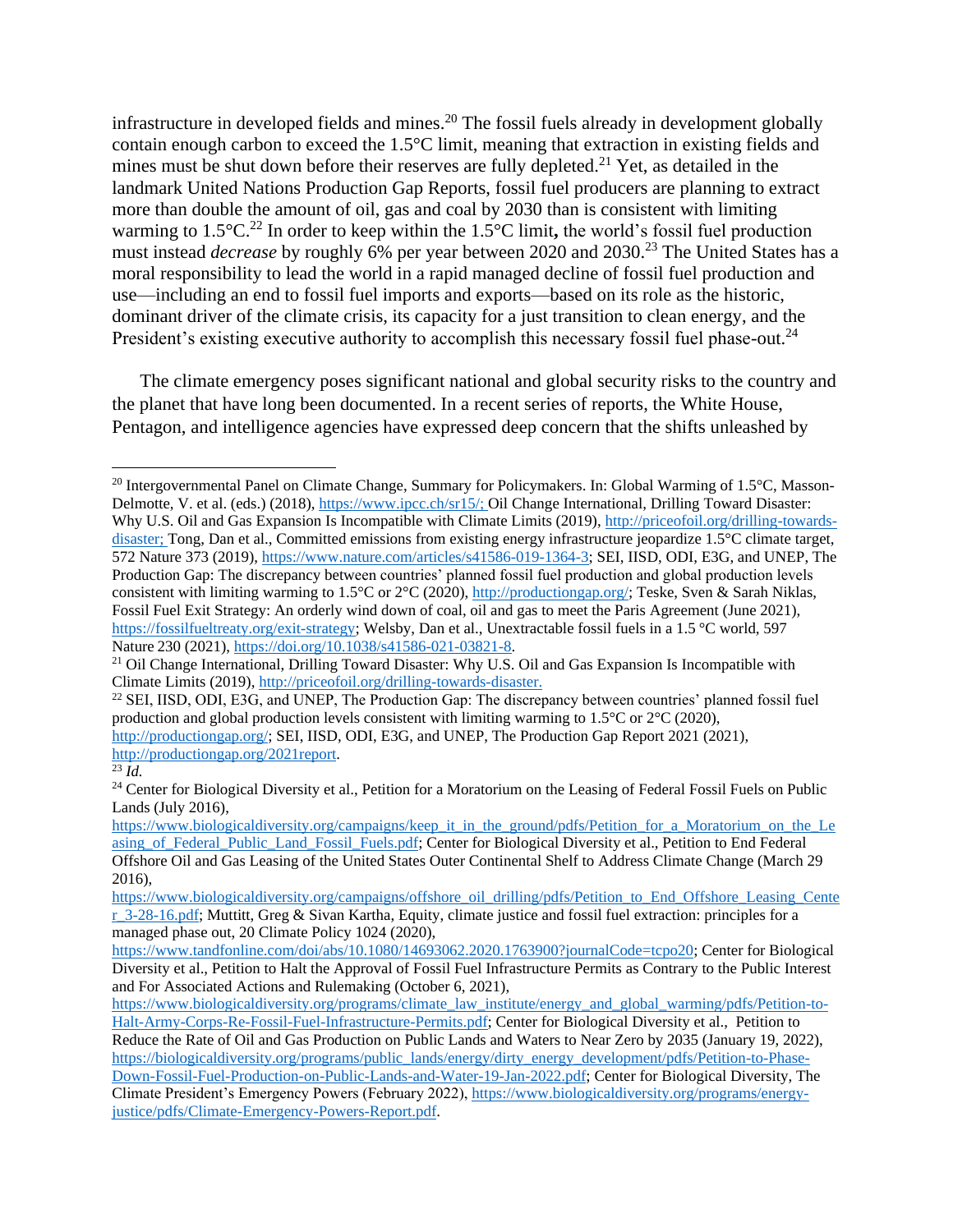infrastructure in developed fields and mines.[20] The fossil fuels already in development globally contain enough carbon to exceed the 1.5°C limit, meaning that extraction in existing fields and mines must be shut down before their reserves are fully depleted.[21] Yet, as detailed in the landmark United Nations Production Gap Reports, fossil fuel producers are planning to extract more than double the amount of oil, gas and coal by 2030 than is consistent with limiting warming to 1.5°C.[22] In order to keep within the 1.5°C limit**,** the world's fossil fuel production must instead *decrease* by roughly 6% per year between 2020 and 2030.[23] The United States has a moral responsibility to lead the world in a rapid managed decline of fossil fuel production and use—including an end to fossil fuel imports and exports—based on its role as the historic, dominant driver of the climate crisis, its capacity for a just transition to clean energy, and the President's existing executive authority to accomplish this necessary fossil fuel phase-out.[24]

The climate emergency poses significant national and global security risks to the country and the planet that have long been documented. In a recent series of reports, the White House, Pentagon, and intelligence agencies have expressed deep concern that the shifts unleashed by

---

[20] Intergovernmental Panel on Climate Change, Summary for Policymakers. In: Global Warming of 1.5°C, Masson-Delmotte, V. et al. (eds.) (2018), https://www.ipcc.ch/sr15/; Oil Change International, Drilling Toward Disaster: Why U.S. Oil and Gas Expansion Is Incompatible with Climate Limits (2019), http://priceofoil.org/drilling-towards-disaster; Tong, Dan et al., Committed emissions from existing energy infrastructure jeopardize 1.5°C climate target, 572 Nature 373 (2019), https://www.nature.com/articles/s41586-019-1364-3; SEI, IISD, ODI, E3G, and UNEP, The Production Gap: The discrepancy between countries' planned fossil fuel production and global production levels consistent with limiting warming to 1.5°C or 2°C (2020), http://productiongap.org/; Teske, Sven & Sarah Niklas, Fossil Fuel Exit Strategy: An orderly wind down of coal, oil and gas to meet the Paris Agreement (June 2021), https://fossilfueltreaty.org/exit-strategy; Welsby, Dan et al., Unextractable fossil fuels in a 1.5 °C world, 597 Nature 230 (2021), https://doi.org/10.1038/s41586-021-03821-8.

[21] Oil Change International, Drilling Toward Disaster: Why U.S. Oil and Gas Expansion Is Incompatible with Climate Limits (2019), http://priceofoil.org/drilling-towards-disaster.

[22] SEI, IISD, ODI, E3G, and UNEP, The Production Gap: The discrepancy between countries' planned fossil fuel production and global production levels consistent with limiting warming to 1.5°C or 2°C (2020), http://productiongap.org/; SEI, IISD, ODI, E3G, and UNEP, The Production Gap Report 2021 (2021), http://productiongap.org/2021report.

[23] *Id.*

[24] Center for Biological Diversity et al., Petition for a Moratorium on the Leasing of Federal Fossil Fuels on Public Lands (July 2016), https://www.biologicaldiversity.org/campaigns/keep_it_in_the_ground/pdfs/Petition_for_a_Moratorium_on_the_Leasing_of_Federal_Public_Land_Fossil_Fuels.pdf; Center for Biological Diversity et al., Petition to End Federal Offshore Oil and Gas Leasing of the United States Outer Continental Shelf to Address Climate Change (March 29 2016), https://www.biologicaldiversity.org/campaigns/offshore_oil_drilling/pdfs/Petition_to_End_Offshore_Leasing_Center_3-28-16.pdf; Muttitt, Greg & Sivan Kartha, Equity, climate justice and fossil fuel extraction: principles for a managed phase out, 20 Climate Policy 1024 (2020), https://www.tandfonline.com/doi/abs/10.1080/14693062.2020.1763900?journalCode=tcpo20; Center for Biological Diversity et al., Petition to Halt the Approval of Fossil Fuel Infrastructure Permits as Contrary to the Public Interest and For Associated Actions and Rulemaking (October 6, 2021), https://www.biologicaldiversity.org/programs/climate_law_institute/energy_and_global_warming/pdfs/Petition-to-Halt-Army-Corps-Re-Fossil-Fuel-Infrastructure-Permits.pdf; Center for Biological Diversity et al., Petition to Reduce the Rate of Oil and Gas Production on Public Lands and Waters to Near Zero by 2035 (January 19, 2022), https://biologicaldiversity.org/programs/public_lands/energy/dirty_energy_development/pdfs/Petition-to-Phase-Down-Fossil-Fuel-Production-on-Public-Lands-and-Water-19-Jan-2022.pdf; Center for Biological Diversity, The Climate President's Emergency Powers (February 2022), https://www.biologicaldiversity.org/programs/energy-justice/pdfs/Climate-Emergency-Powers-Report.pdf.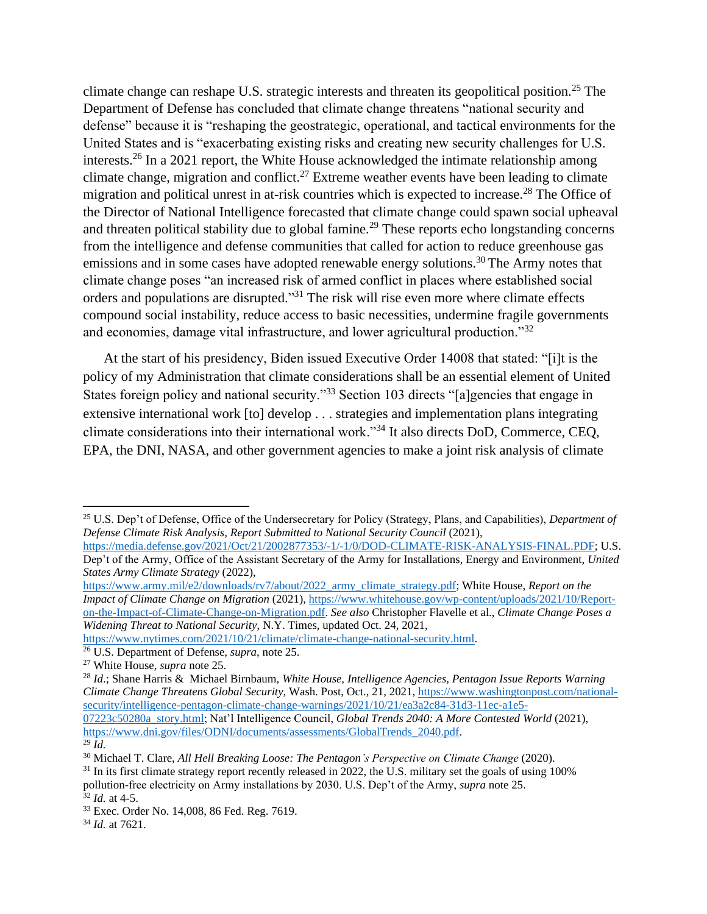climate change can reshape U.S. strategic interests and threaten its geopolitical position.[25] The Department of Defense has concluded that climate change threatens "national security and defense" because it is "reshaping the geostrategic, operational, and tactical environments for the United States and is "exacerbating existing risks and creating new security challenges for U.S. interests.[26] In a 2021 report, the White House acknowledged the intimate relationship among climate change, migration and conflict.[27] Extreme weather events have been leading to climate migration and political unrest in at-risk countries which is expected to increase.[28] The Office of the Director of National Intelligence forecasted that climate change could spawn social upheaval and threaten political stability due to global famine.[29] These reports echo longstanding concerns from the intelligence and defense communities that called for action to reduce greenhouse gas emissions and in some cases have adopted renewable energy solutions.[30] The Army notes that climate change poses "an increased risk of armed conflict in places where established social orders and populations are disrupted."[31] The risk will rise even more where climate effects compound social instability, reduce access to basic necessities, undermine fragile governments and economies, damage vital infrastructure, and lower agricultural production."[32]

At the start of his presidency, Biden issued Executive Order 14008 that stated: "[i]t is the policy of my Administration that climate considerations shall be an essential element of United States foreign policy and national security."[33] Section 103 directs "[a]gencies that engage in extensive international work [to] develop . . . strategies and implementation plans integrating climate considerations into their international work."[34] It also directs DoD, Commerce, CEQ, EPA, the DNI, NASA, and other government agencies to make a joint risk analysis of climate

---

[25] U.S. Dep't of Defense, Office of the Undersecretary for Policy (Strategy, Plans, and Capabilities), *Department of Defense Climate Risk Analysis, Report Submitted to National Security Council* (2021), https://media.defense.gov/2021/Oct/21/2002877353/-1/-1/0/DOD-CLIMATE-RISK-ANALYSIS-FINAL.PDF; U.S. Dep't of the Army, Office of the Assistant Secretary of the Army for Installations, Energy and Environment, *United States Army Climate Strategy* (2022), https://www.army.mil/e2/downloads/rv7/about/2022_army_climate_strategy.pdf; White House, *Report on the Impact of Climate Change on Migration* (2021), https://www.whitehouse.gov/wp-content/uploads/2021/10/Report-on-the-Impact-of-Climate-Change-on-Migration.pdf. *See also* Christopher Flavelle et al., *Climate Change Poses a Widening Threat to National Security*, N.Y. Times, updated Oct. 24, 2021, https://www.nytimes.com/2021/10/21/climate/climate-change-national-security.html.

[26] U.S. Department of Defense, *supra*, note 25.

[27] White House, *supra* note 25.

[28] *Id.*; Shane Harris & Michael Birnbaum, *White House, Intelligence Agencies, Pentagon Issue Reports Warning Climate Change Threatens Global Security*, Wash. Post, Oct., 21, 2021, https://www.washingtonpost.com/national-security/intelligence-pentagon-climate-change-warnings/2021/10/21/ea3a2c84-31d3-11ec-a1e5-07223c50280a_story.html; Nat'l Intelligence Council, *Global Trends 2040: A More Contested World* (2021), https://www.dni.gov/files/ODNI/documents/assessments/GlobalTrends_2040.pdf.

[29] *Id.*

[30] Michael T. Clare, *All Hell Breaking Loose: The Pentagon's Perspective on Climate Change* (2020).

[31] In its first climate strategy report recently released in 2022, the U.S. military set the goals of using 100% pollution-free electricity on Army installations by 2030. U.S. Dep't of the Army, *supra* note 25.

[32] *Id.* at 4-5.

[33] Exec. Order No. 14,008, 86 Fed. Reg. 7619.

[34] *Id.* at 7621.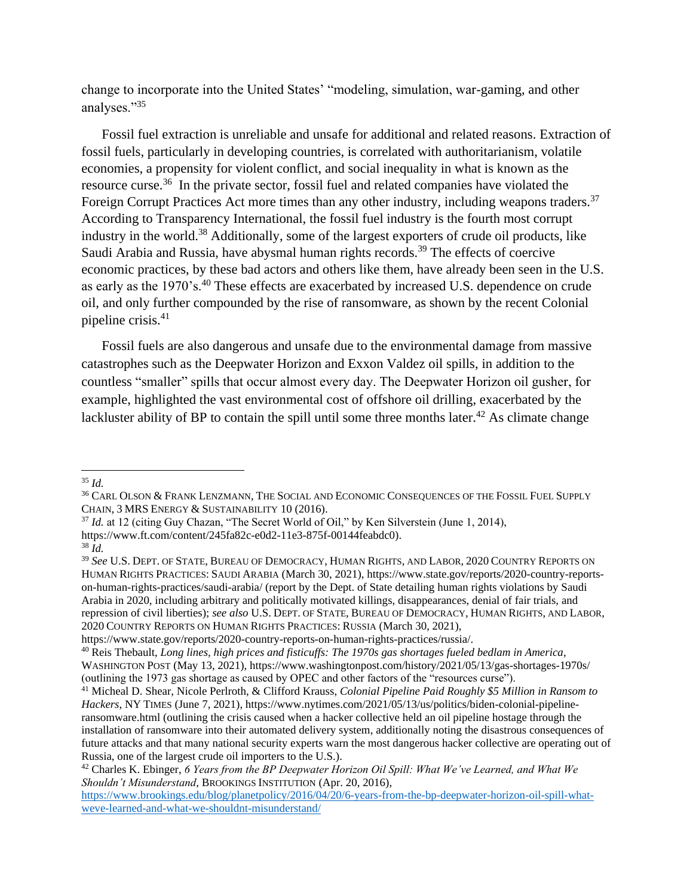change to incorporate into the United States' "modeling, simulation, war-gaming, and other analyses."[35]

Fossil fuel extraction is unreliable and unsafe for additional and related reasons. Extraction of fossil fuels, particularly in developing countries, is correlated with authoritarianism, volatile economies, a propensity for violent conflict, and social inequality in what is known as the resource curse.[36] In the private sector, fossil fuel and related companies have violated the Foreign Corrupt Practices Act more times than any other industry, including weapons traders.[37] According to Transparency International, the fossil fuel industry is the fourth most corrupt industry in the world.[38] Additionally, some of the largest exporters of crude oil products, like Saudi Arabia and Russia, have abysmal human rights records.[39] The effects of coercive economic practices, by these bad actors and others like them, have already been seen in the U.S. as early as the 1970's.[40] These effects are exacerbated by increased U.S. dependence on crude oil, and only further compounded by the rise of ransomware, as shown by the recent Colonial pipeline crisis.[41]

Fossil fuels are also dangerous and unsafe due to the environmental damage from massive catastrophes such as the Deepwater Horizon and Exxon Valdez oil spills, in addition to the countless "smaller" spills that occur almost every day. The Deepwater Horizon oil gusher, for example, highlighted the vast environmental cost of offshore oil drilling, exacerbated by the lackluster ability of BP to contain the spill until some three months later.[42] As climate change

---

[35] *Id.*

[36] CARL OLSON & FRANK LENZMANN, THE SOCIAL AND ECONOMIC CONSEQUENCES OF THE FOSSIL FUEL SUPPLY CHAIN, 3 MRS ENERGY & SUSTAINABILITY 10 (2016).

[37] *Id.* at 12 (citing Guy Chazan, "The Secret World of Oil," by Ken Silverstein (June 1, 2014), https://www.ft.com/content/245fa82c-e0d2-11e3-875f-00144feabdc0).

[38] *Id.*

[39] *See* U.S. DEPT. OF STATE, BUREAU OF DEMOCRACY, HUMAN RIGHTS, AND LABOR, 2020 COUNTRY REPORTS ON HUMAN RIGHTS PRACTICES: SAUDI ARABIA (March 30, 2021), https://www.state.gov/reports/2020-country-reports-on-human-rights-practices/saudi-arabia/ (report by the Dept. of State detailing human rights violations by Saudi Arabia in 2020, including arbitrary and politically motivated killings, disappearances, denial of fair trials, and repression of civil liberties); *see also* U.S. DEPT. OF STATE, BUREAU OF DEMOCRACY, HUMAN RIGHTS, AND LABOR, 2020 COUNTRY REPORTS ON HUMAN RIGHTS PRACTICES: RUSSIA (March 30, 2021), https://www.state.gov/reports/2020-country-reports-on-human-rights-practices/russia/.

[40] Reis Thebault, *Long lines, high prices and fisticuffs: The 1970s gas shortages fueled bedlam in America*, WASHINGTON POST (May 13, 2021), https://www.washingtonpost.com/history/2021/05/13/gas-shortages-1970s/ (outlining the 1973 gas shortage as caused by OPEC and other factors of the "resources curse").

[41] Micheal D. Shear, Nicole Perlroth, & Clifford Krauss, *Colonial Pipeline Paid Roughly $5 Million in Ransom to Hackers*, NY TIMES (June 7, 2021), https://www.nytimes.com/2021/05/13/us/politics/biden-colonial-pipeline-ransomware.html (outlining the crisis caused when a hacker collective held an oil pipeline hostage through the installation of ransomware into their automated delivery system, additionally noting the disastrous consequences of future attacks and that many national security experts warn the most dangerous hacker collective are operating out of Russia, one of the largest crude oil importers to the U.S.).

[42] Charles K. Ebinger, *6 Years from the BP Deepwater Horizon Oil Spill: What We've Learned, and What We Shouldn't Misunderstand*, BROOKINGS INSTITUTION (Apr. 20, 2016), https://www.brookings.edu/blog/planetpolicy/2016/04/20/6-years-from-the-bp-deepwater-horizon-oil-spill-what-weve-learned-and-what-we-shouldnt-misunderstand/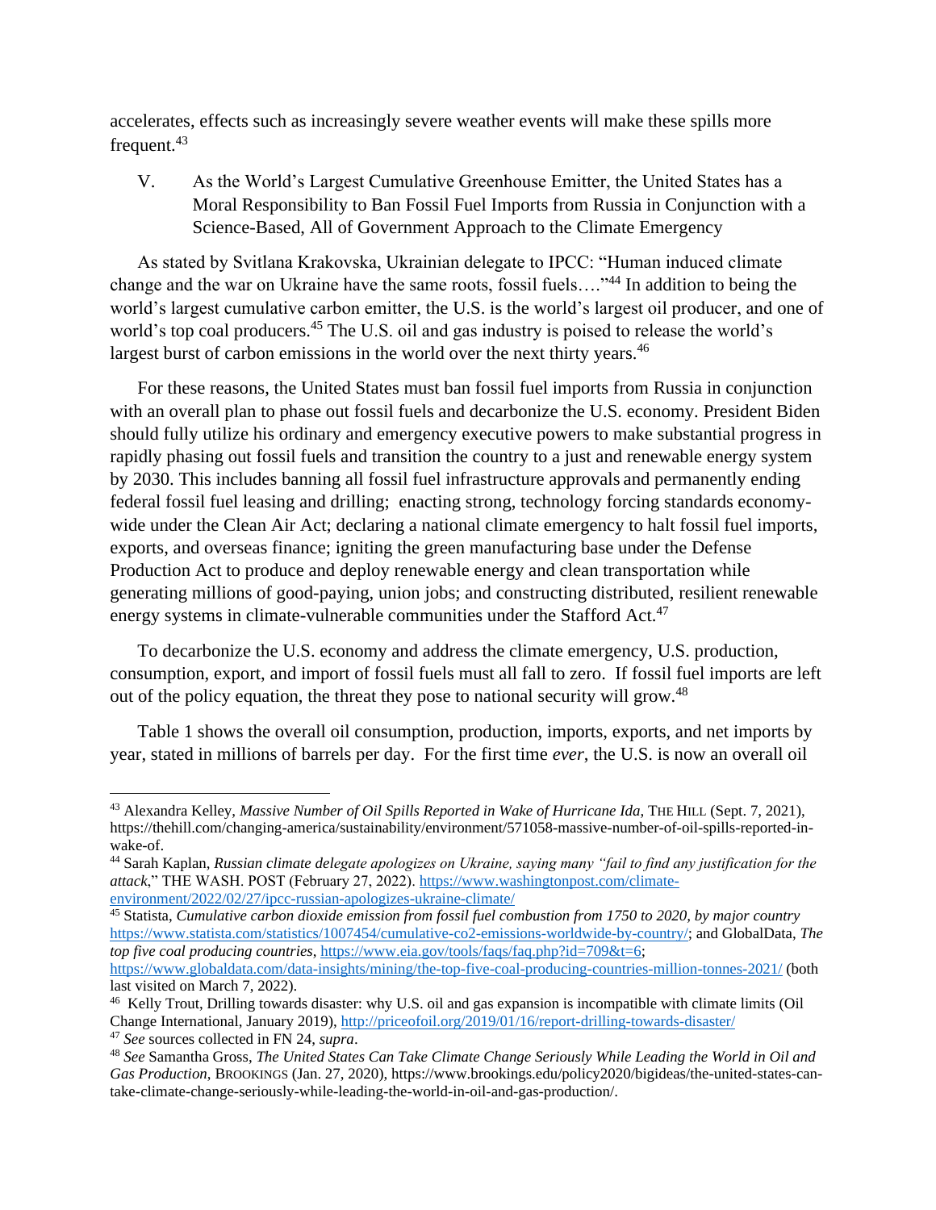accelerates, effects such as increasingly severe weather events will make these spills more frequent.[43]

V. As the World's Largest Cumulative Greenhouse Emitter, the United States has a Moral Responsibility to Ban Fossil Fuel Imports from Russia in Conjunction with a Science-Based, All of Government Approach to the Climate Emergency

As stated by Svitlana Krakovska, Ukrainian delegate to IPCC: "Human induced climate change and the war on Ukraine have the same roots, fossil fuels…."[44] In addition to being the world's largest cumulative carbon emitter, the U.S. is the world's largest oil producer, and one of world's top coal producers.[45] The U.S. oil and gas industry is poised to release the world's largest burst of carbon emissions in the world over the next thirty years.[46]

For these reasons, the United States must ban fossil fuel imports from Russia in conjunction with an overall plan to phase out fossil fuels and decarbonize the U.S. economy. President Biden should fully utilize his ordinary and emergency executive powers to make substantial progress in rapidly phasing out fossil fuels and transition the country to a just and renewable energy system by 2030. This includes banning all fossil fuel infrastructure approvals and permanently ending federal fossil fuel leasing and drilling; enacting strong, technology forcing standards economy-wide under the Clean Air Act; declaring a national climate emergency to halt fossil fuel imports, exports, and overseas finance; igniting the green manufacturing base under the Defense Production Act to produce and deploy renewable energy and clean transportation while generating millions of good-paying, union jobs; and constructing distributed, resilient renewable energy systems in climate-vulnerable communities under the Stafford Act.[47]

To decarbonize the U.S. economy and address the climate emergency, U.S. production, consumption, export, and import of fossil fuels must all fall to zero. If fossil fuel imports are left out of the policy equation, the threat they pose to national security will grow.[48]

Table 1 shows the overall oil consumption, production, imports, exports, and net imports by year, stated in millions of barrels per day. For the first time *ever*, the U.S. is now an overall oil

---

[43] Alexandra Kelley, *Massive Number of Oil Spills Reported in Wake of Hurricane Ida*, THE HILL (Sept. 7, 2021), https://thehill.com/changing-america/sustainability/environment/571058-massive-number-of-oil-spills-reported-in-wake-of.

[44] Sarah Kaplan, *Russian climate delegate apologizes on Ukraine, saying many "fail to find any justification for the attack*," THE WASH. POST (February 27, 2022). https://www.washingtonpost.com/climate-environment/2022/02/27/ipcc-russian-apologizes-ukraine-climate/

[45] Statista, *Cumulative carbon dioxide emission from fossil fuel combustion from 1750 to 2020, by major country* https://www.statista.com/statistics/1007454/cumulative-co2-emissions-worldwide-by-country/; and GlobalData, *The top five coal producing countries*, https://www.eia.gov/tools/faqs/faq.php?id=709&t=6; https://www.globaldata.com/data-insights/mining/the-top-five-coal-producing-countries-million-tonnes-2021/ (both last visited on March 7, 2022).

[46] Kelly Trout, Drilling towards disaster: why U.S. oil and gas expansion is incompatible with climate limits (Oil Change International, January 2019), http://priceofoil.org/2019/01/16/report-drilling-towards-disaster/

[47] *See* sources collected in FN 24, *supra*.

[48] *See* Samantha Gross, *The United States Can Take Climate Change Seriously While Leading the World in Oil and Gas Production*, BROOKINGS (Jan. 27, 2020), https://www.brookings.edu/policy2020/bigideas/the-united-states-can-take-climate-change-seriously-while-leading-the-world-in-oil-and-gas-production/.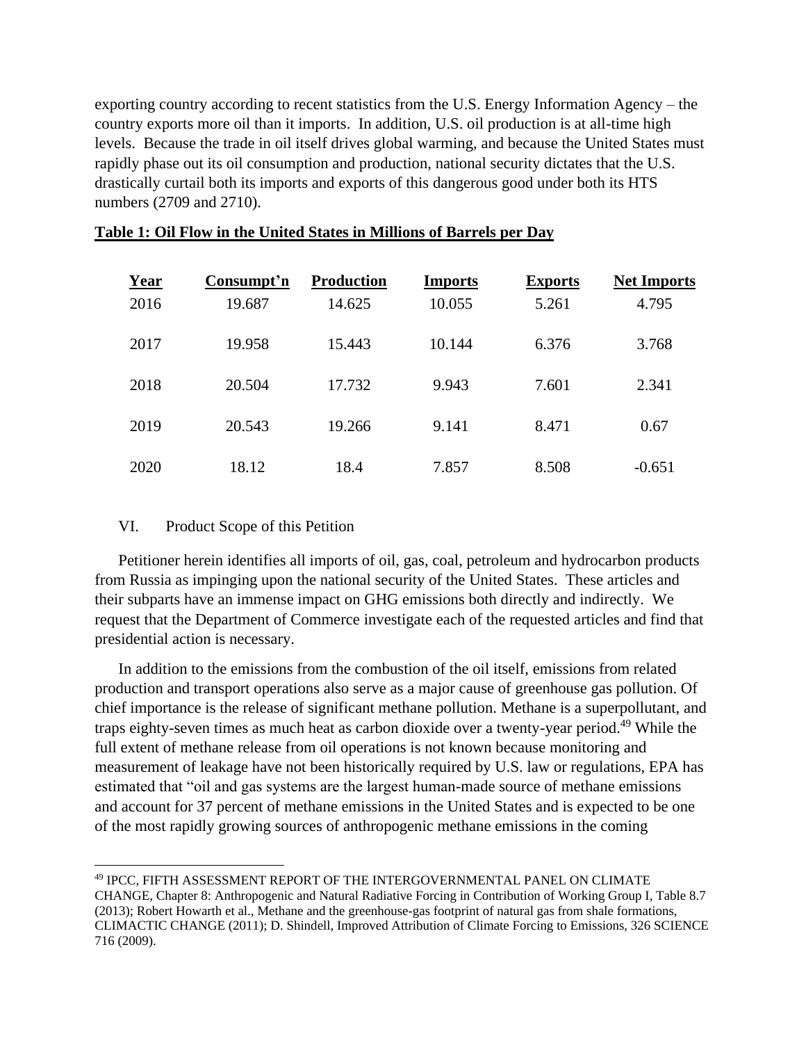exporting country according to recent statistics from the U.S. Energy Information Agency – the country exports more oil than it imports. In addition, U.S. oil production is at all-time high levels. Because the trade in oil itself drives global warming, and because the United States must rapidly phase out its oil consumption and production, national security dictates that the U.S. drastically curtail both its imports and exports of this dangerous good under both its HTS numbers (2709 and 2710).

**Table 1: Oil Flow in the United States in Millions of Barrels per Day**

| Year | Consumpt'n | Production | Imports | Exports | Net Imports |
|---|---|---|---|---|---|
| 2016 | 19.687 | 14.625 | 10.055 | 5.261 | 4.795 |
| 2017 | 19.958 | 15.443 | 10.144 | 6.376 | 3.768 |
| 2018 | 20.504 | 17.732 | 9.943 | 7.601 | 2.341 |
| 2019 | 20.543 | 19.266 | 9.141 | 8.471 | 0.67 |
| 2020 | 18.12 | 18.4 | 7.857 | 8.508 | -0.651 |

## VI. Product Scope of this Petition

Petitioner herein identifies all imports of oil, gas, coal, petroleum and hydrocarbon products from Russia as impinging upon the national security of the United States. These articles and their subparts have an immense impact on GHG emissions both directly and indirectly. We request that the Department of Commerce investigate each of the requested articles and find that presidential action is necessary.

In addition to the emissions from the combustion of the oil itself, emissions from related production and transport operations also serve as a major cause of greenhouse gas pollution. Of chief importance is the release of significant methane pollution. Methane is a superpollutant, and traps eighty-seven times as much heat as carbon dioxide over a twenty-year period.[49] While the full extent of methane release from oil operations is not known because monitoring and measurement of leakage have not been historically required by U.S. law or regulations, EPA has estimated that "oil and gas systems are the largest human-made source of methane emissions and account for 37 percent of methane emissions in the United States and is expected to be one of the most rapidly growing sources of anthropogenic methane emissions in the coming

[49] IPCC, FIFTH ASSESSMENT REPORT OF THE INTERGOVERNMENTAL PANEL ON CLIMATE CHANGE, Chapter 8: Anthropogenic and Natural Radiative Forcing in Contribution of Working Group I, Table 8.7 (2013); Robert Howarth et al., Methane and the greenhouse-gas footprint of natural gas from shale formations, CLIMACTIC CHANGE (2011); D. Shindell, Improved Attribution of Climate Forcing to Emissions, 326 SCIENCE 716 (2009).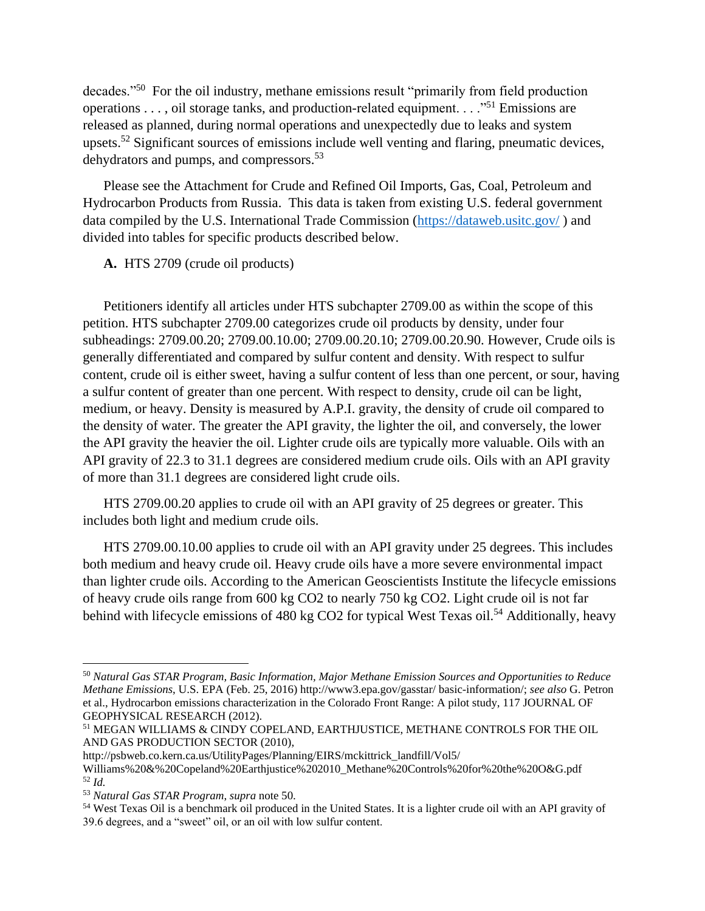decades."[50] For the oil industry, methane emissions result "primarily from field production operations . . . , oil storage tanks, and production-related equipment. . . ."[51] Emissions are released as planned, during normal operations and unexpectedly due to leaks and system upsets.[52] Significant sources of emissions include well venting and flaring, pneumatic devices, dehydrators and pumps, and compressors.[53]

Please see the Attachment for Crude and Refined Oil Imports, Gas, Coal, Petroleum and Hydrocarbon Products from Russia. This data is taken from existing U.S. federal government data compiled by the U.S. International Trade Commission (https://dataweb.usitc.gov/ ) and divided into tables for specific products described below.

**A.** HTS 2709 (crude oil products)

Petitioners identify all articles under HTS subchapter 2709.00 as within the scope of this petition. HTS subchapter 2709.00 categorizes crude oil products by density, under four subheadings: 2709.00.20; 2709.00.10.00; 2709.00.20.10; 2709.00.20.90. However, Crude oils is generally differentiated and compared by sulfur content and density. With respect to sulfur content, crude oil is either sweet, having a sulfur content of less than one percent, or sour, having a sulfur content of greater than one percent. With respect to density, crude oil can be light, medium, or heavy. Density is measured by A.P.I. gravity, the density of crude oil compared to the density of water. The greater the API gravity, the lighter the oil, and conversely, the lower the API gravity the heavier the oil. Lighter crude oils are typically more valuable. Oils with an API gravity of 22.3 to 31.1 degrees are considered medium crude oils. Oils with an API gravity of more than 31.1 degrees are considered light crude oils.

HTS 2709.00.20 applies to crude oil with an API gravity of 25 degrees or greater. This includes both light and medium crude oils.

HTS 2709.00.10.00 applies to crude oil with an API gravity under 25 degrees. This includes both medium and heavy crude oil. Heavy crude oils have a more severe environmental impact than lighter crude oils. According to the American Geoscientists Institute the lifecycle emissions of heavy crude oils range from 600 kg $CO_2$ to nearly 750 kg $CO_2$. Light crude oil is not far behind with lifecycle emissions of 480 kg $CO_2$ for typical West Texas oil.[54] Additionally, heavy

---

[50] *Natural Gas STAR Program, Basic Information, Major Methane Emission Sources and Opportunities to Reduce Methane Emissions*, U.S. EPA (Feb. 25, 2016) http://www3.epa.gov/gasstar/ basic-information/; *see also* G. Petron et al., Hydrocarbon emissions characterization in the Colorado Front Range: A pilot study, 117 JOURNAL OF GEOPHYSICAL RESEARCH (2012).

[51] MEGAN WILLIAMS & CINDY COPELAND, EARTHJUSTICE, METHANE CONTROLS FOR THE OIL AND GAS PRODUCTION SECTOR (2010), http://psbweb.co.kern.ca.us/UtilityPages/Planning/EIRS/mckittrick_landfill/Vol5/ Williams%20&%20Copeland%20Earthjustice%202010_Methane%20Controls%20for%20the%20O&G.pdf

[52] *Id.*

[53] *Natural Gas STAR Program*, *supra* note 50.

[54] West Texas Oil is a benchmark oil produced in the United States. It is a lighter crude oil with an API gravity of 39.6 degrees, and a "sweet" oil, or an oil with low sulfur content.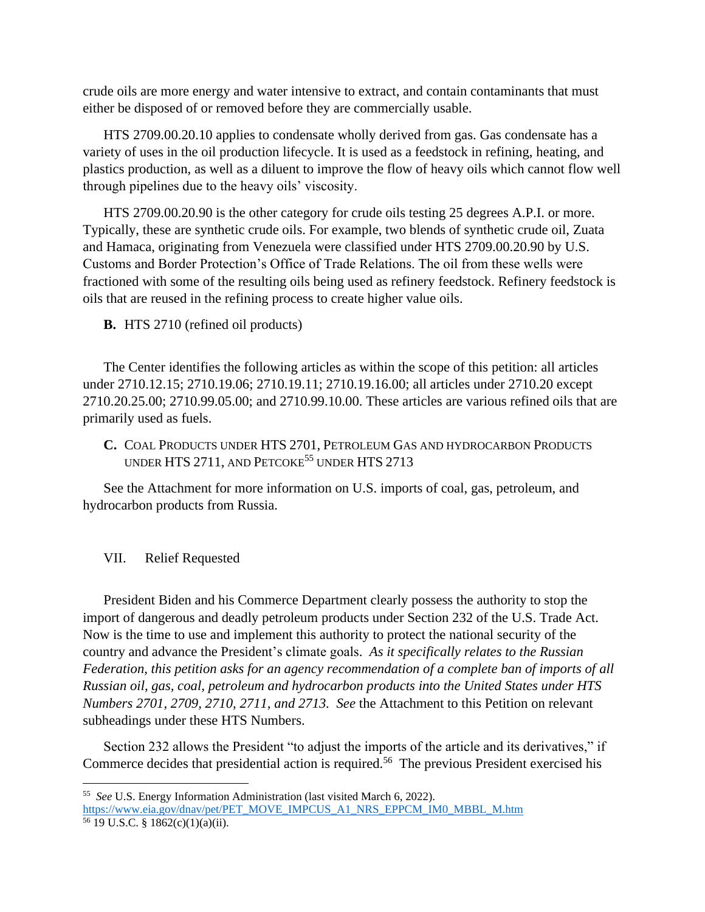crude oils are more energy and water intensive to extract, and contain contaminants that must either be disposed of or removed before they are commercially usable.

HTS 2709.00.20.10 applies to condensate wholly derived from gas. Gas condensate has a variety of uses in the oil production lifecycle. It is used as a feedstock in refining, heating, and plastics production, as well as a diluent to improve the flow of heavy oils which cannot flow well through pipelines due to the heavy oils' viscosity.

HTS 2709.00.20.90 is the other category for crude oils testing 25 degrees A.P.I. or more. Typically, these are synthetic crude oils. For example, two blends of synthetic crude oil, Zuata and Hamaca, originating from Venezuela were classified under HTS 2709.00.20.90 by U.S. Customs and Border Protection's Office of Trade Relations. The oil from these wells were fractioned with some of the resulting oils being used as refinery feedstock. Refinery feedstock is oils that are reused in the refining process to create higher value oils.

**B.** HTS 2710 (refined oil products)

The Center identifies the following articles as within the scope of this petition: all articles under 2710.12.15; 2710.19.06; 2710.19.11; 2710.19.16.00; all articles under 2710.20 except 2710.20.25.00; 2710.99.05.00; and 2710.99.10.00. These articles are various refined oils that are primarily used as fuels.

**C.** COAL PRODUCTS UNDER HTS 2701, PETROLEUM GAS AND HYDROCARBON PRODUCTS UNDER HTS 2711, AND PETCOKE[55] UNDER HTS 2713

See the Attachment for more information on U.S. imports of coal, gas, petroleum, and hydrocarbon products from Russia.

VII. Relief Requested

President Biden and his Commerce Department clearly possess the authority to stop the import of dangerous and deadly petroleum products under Section 232 of the U.S. Trade Act. Now is the time to use and implement this authority to protect the national security of the country and advance the President's climate goals. *As it specifically relates to the Russian Federation, this petition asks for an agency recommendation of a complete ban of imports of all Russian oil, gas, coal, petroleum and hydrocarbon products into the United States under HTS Numbers 2701, 2709, 2710, 2711, and 2713. See* the Attachment to this Petition on relevant subheadings under these HTS Numbers.

Section 232 allows the President "to adjust the imports of the article and its derivatives," if Commerce decides that presidential action is required.[56] The previous President exercised his

---

[55] *See* U.S. Energy Information Administration (last visited March 6, 2022). https://www.eia.gov/dnav/pet/PET_MOVE_IMPCUS_A1_NRS_EPPCM_IM0_MBBL_M.htm

[56] 19 U.S.C. § 1862(c)(1)(a)(ii).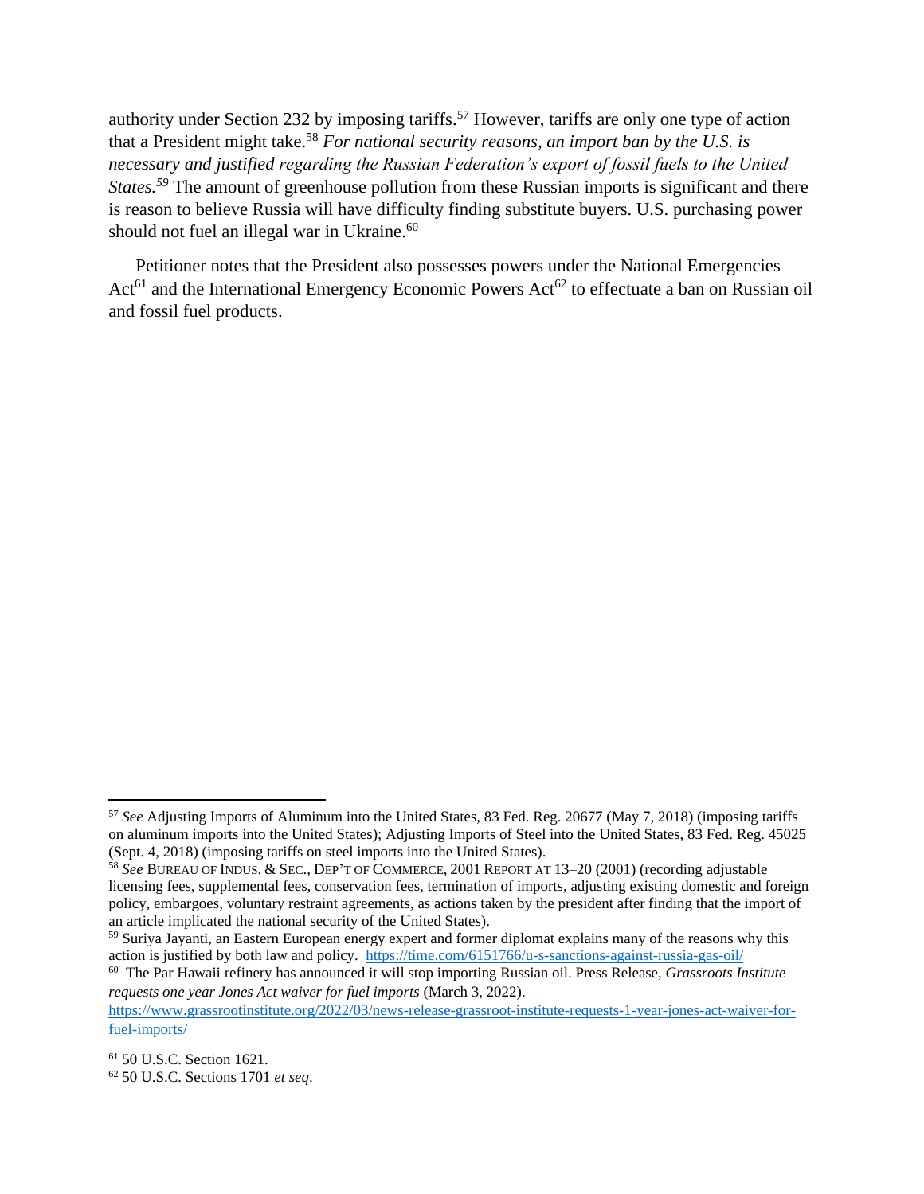authority under Section 232 by imposing tariffs.[57] However, tariffs are only one type of action that a President might take.[58] *For national security reasons, an import ban by the U.S. is necessary and justified regarding the Russian Federation's export of fossil fuels to the United States.*[59] The amount of greenhouse pollution from these Russian imports is significant and there is reason to believe Russia will have difficulty finding substitute buyers. U.S. purchasing power should not fuel an illegal war in Ukraine.[60]

Petitioner notes that the President also possesses powers under the National Emergencies Act[61] and the International Emergency Economic Powers Act[62] to effectuate a ban on Russian oil and fossil fuel products.

---

[57] *See* Adjusting Imports of Aluminum into the United States, 83 Fed. Reg. 20677 (May 7, 2018) (imposing tariffs on aluminum imports into the United States); Adjusting Imports of Steel into the United States, 83 Fed. Reg. 45025 (Sept. 4, 2018) (imposing tariffs on steel imports into the United States).

[58] *See* BUREAU OF INDUS. & SEC., DEP'T OF COMMERCE, 2001 REPORT AT 13–20 (2001) (recording adjustable licensing fees, supplemental fees, conservation fees, termination of imports, adjusting existing domestic and foreign policy, embargoes, voluntary restraint agreements, as actions taken by the president after finding that the import of an article implicated the national security of the United States).

[59] Suriya Jayanti, an Eastern European energy expert and former diplomat explains many of the reasons why this action is justified by both law and policy. https://time.com/6151766/u-s-sanctions-against-russia-gas-oil/

[60] The Par Hawaii refinery has announced it will stop importing Russian oil. Press Release, *Grassroots Institute requests one year Jones Act waiver for fuel imports* (March 3, 2022). https://www.grassrootinstitute.org/2022/03/news-release-grassroot-institute-requests-1-year-jones-act-waiver-for-fuel-imports/

[61] 50 U.S.C. Section 1621.

[62] 50 U.S.C. Sections 1701 *et seq*.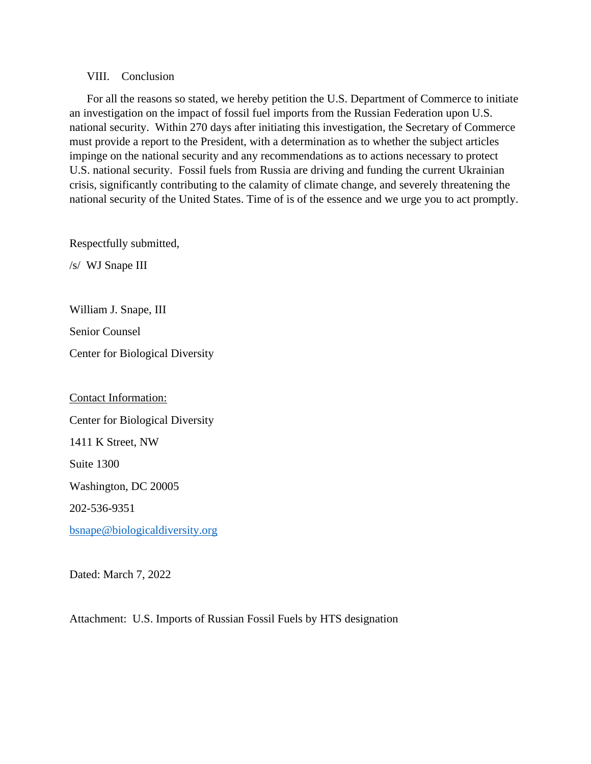## VIII. Conclusion

For all the reasons so stated, we hereby petition the U.S. Department of Commerce to initiate an investigation on the impact of fossil fuel imports from the Russian Federation upon U.S. national security. Within 270 days after initiating this investigation, the Secretary of Commerce must provide a report to the President, with a determination as to whether the subject articles impinge on the national security and any recommendations as to actions necessary to protect U.S. national security. Fossil fuels from Russia are driving and funding the current Ukrainian crisis, significantly contributing to the calamity of climate change, and severely threatening the national security of the United States. Time of is of the essence and we urge you to act promptly.

Respectfully submitted,

/s/ WJ Snape III

William J. Snape, III

Senior Counsel

Center for Biological Diversity

<u>Contact Information:</u>

Center for Biological Diversity

1411 K Street, NW

Suite 1300

Washington, DC 20005

202-536-9351

bsnape@biologicaldiversity.org

Dated: March 7, 2022

Attachment: U.S. Imports of Russian Fossil Fuels by HTS designation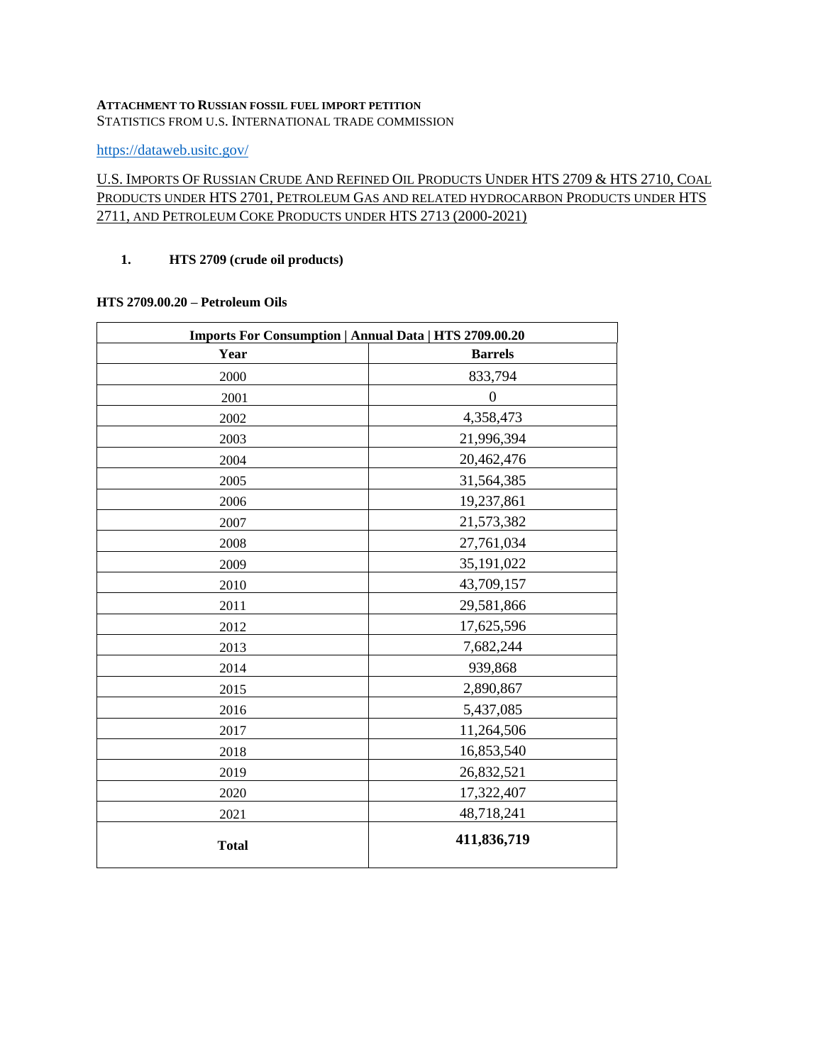**ATTACHMENT TO RUSSIAN FOSSIL FUEL IMPORT PETITION**
STATISTICS FROM U.S. INTERNATIONAL TRADE COMMISSION

https://dataweb.usitc.gov/

U.S. IMPORTS OF RUSSIAN CRUDE AND REFINED OIL PRODUCTS UNDER HTS 2709 & HTS 2710, COAL PRODUCTS UNDER HTS 2701, PETROLEUM GAS AND RELATED HYDROCARBON PRODUCTS UNDER HTS 2711, AND PETROLEUM COKE PRODUCTS UNDER HTS 2713 (2000-2021)

1. **HTS 2709 (crude oil products)**

**HTS 2709.00.20 – Petroleum Oils**

| Imports For Consumption \| Annual Data \| HTS 2709.00.20 | |
|---|---|
| **Year** | **Barrels** |
| 2000 | 833,794 |
| 2001 | 0 |
| 2002 | 4,358,473 |
| 2003 | 21,996,394 |
| 2004 | 20,462,476 |
| 2005 | 31,564,385 |
| 2006 | 19,237,861 |
| 2007 | 21,573,382 |
| 2008 | 27,761,034 |
| 2009 | 35,191,022 |
| 2010 | 43,709,157 |
| 2011 | 29,581,866 |
| 2012 | 17,625,596 |
| 2013 | 7,682,244 |
| 2014 | 939,868 |
| 2015 | 2,890,867 |
| 2016 | 5,437,085 |
| 2017 | 11,264,506 |
| 2018 | 16,853,540 |
| 2019 | 26,832,521 |
| 2020 | 17,322,407 |
| 2021 | 48,718,241 |
| **Total** | **411,836,719** |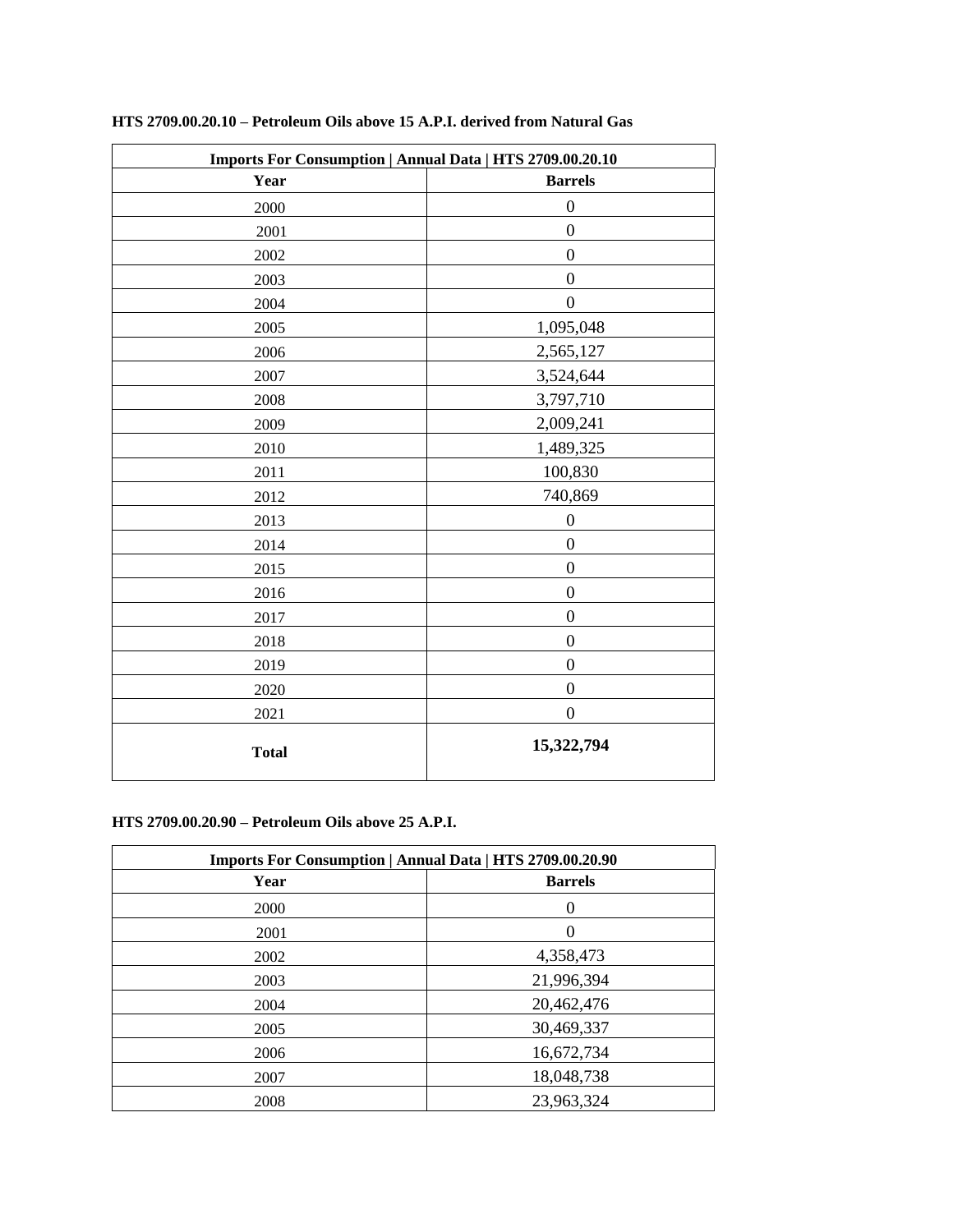**HTS 2709.00.20.10 – Petroleum Oils above 15 A.P.I. derived from Natural Gas**

| Imports For Consumption \| Annual Data \| HTS 2709.00.20.10 | |
|---|---|
| **Year** | **Barrels** |
| 2000 | 0 |
| 2001 | 0 |
| 2002 | 0 |
| 2003 | 0 |
| 2004 | 0 |
| 2005 | 1,095,048 |
| 2006 | 2,565,127 |
| 2007 | 3,524,644 |
| 2008 | 3,797,710 |
| 2009 | 2,009,241 |
| 2010 | 1,489,325 |
| 2011 | 100,830 |
| 2012 | 740,869 |
| 2013 | 0 |
| 2014 | 0 |
| 2015 | 0 |
| 2016 | 0 |
| 2017 | 0 |
| 2018 | 0 |
| 2019 | 0 |
| 2020 | 0 |
| 2021 | 0 |
| **Total** | **15,322,794** |

**HTS 2709.00.20.90 – Petroleum Oils above 25 A.P.I.**

| Imports For Consumption \| Annual Data \| HTS 2709.00.20.90 | |
|---|---|
| **Year** | **Barrels** |
| 2000 | 0 |
| 2001 | 0 |
| 2002 | 4,358,473 |
| 2003 | 21,996,394 |
| 2004 | 20,462,476 |
| 2005 | 30,469,337 |
| 2006 | 16,672,734 |
| 2007 | 18,048,738 |
| 2008 | 23,963,324 |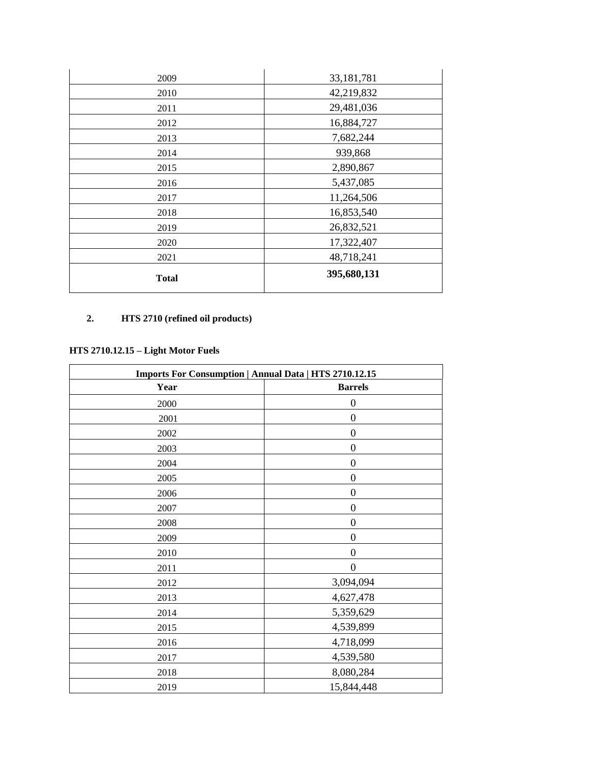| | |
|---|---|
| 2009 | 33,181,781 |
| 2010 | 42,219,832 |
| 2011 | 29,481,036 |
| 2012 | 16,884,727 |
| 2013 | 7,682,244 |
| 2014 | 939,868 |
| 2015 | 2,890,867 |
| 2016 | 5,437,085 |
| 2017 | 11,264,506 |
| 2018 | 16,853,540 |
| 2019 | 26,832,521 |
| 2020 | 17,322,407 |
| 2021 | 48,718,241 |
| **Total** | **395,680,131** |

2. **HTS 2710 (refined oil products)**

**HTS 2710.12.15 – Light Motor Fuels**

| Imports For Consumption \| Annual Data \| HTS 2710.12.15 | |
|---|---|
| **Year** | **Barrels** |
| 2000 | 0 |
| 2001 | 0 |
| 2002 | 0 |
| 2003 | 0 |
| 2004 | 0 |
| 2005 | 0 |
| 2006 | 0 |
| 2007 | 0 |
| 2008 | 0 |
| 2009 | 0 |
| 2010 | 0 |
| 2011 | 0 |
| 2012 | 3,094,094 |
| 2013 | 4,627,478 |
| 2014 | 5,359,629 |
| 2015 | 4,539,899 |
| 2016 | 4,718,099 |
| 2017 | 4,539,580 |
| 2018 | 8,080,284 |
| 2019 | 15,844,448 |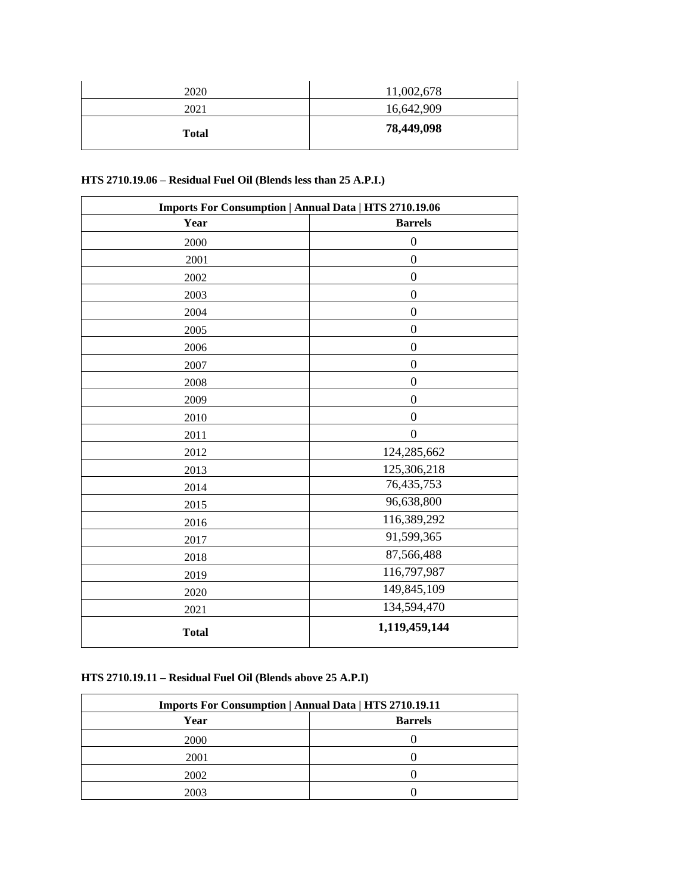| 2020 | 11,002,678 |
|---|---|
| 2021 | 16,642,909 |
| **Total** | **78,449,098** |

**HTS 2710.19.06 – Residual Fuel Oil (Blends less than 25 A.P.I.)**

| **Imports For Consumption \| Annual Data \| HTS 2710.19.06** | |
|---|---|
| **Year** | **Barrels** |
| 2000 | 0 |
| 2001 | 0 |
| 2002 | 0 |
| 2003 | 0 |
| 2004 | 0 |
| 2005 | 0 |
| 2006 | 0 |
| 2007 | 0 |
| 2008 | 0 |
| 2009 | 0 |
| 2010 | 0 |
| 2011 | 0 |
| 2012 | 124,285,662 |
| 2013 | 125,306,218 |
| 2014 | 76,435,753 |
| 2015 | 96,638,800 |
| 2016 | 116,389,292 |
| 2017 | 91,599,365 |
| 2018 | 87,566,488 |
| 2019 | 116,797,987 |
| 2020 | 149,845,109 |
| 2021 | 134,594,470 |
| **Total** | **1,119,459,144** |

**HTS 2710.19.11 – Residual Fuel Oil (Blends above 25 A.P.I)**

| **Imports For Consumption \| Annual Data \| HTS 2710.19.11** | |
|---|---|
| **Year** | **Barrels** |
| 2000 | 0 |
| 2001 | 0 |
| 2002 | 0 |
| 2003 | 0 |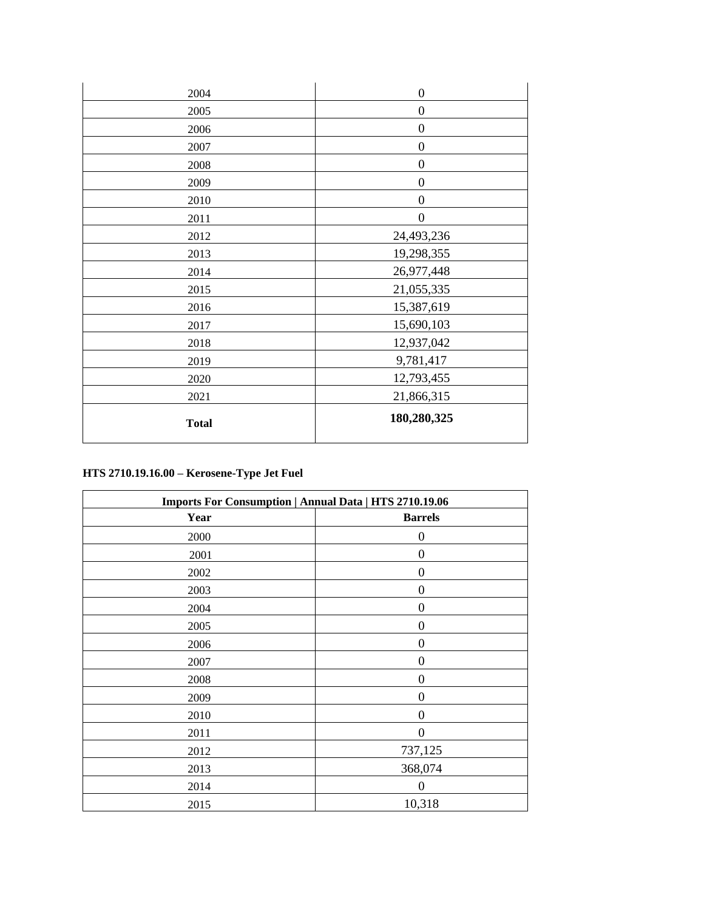| | |
|---|---|
| 2004 | 0 |
| 2005 | 0 |
| 2006 | 0 |
| 2007 | 0 |
| 2008 | 0 |
| 2009 | 0 |
| 2010 | 0 |
| 2011 | 0 |
| 2012 | 24,493,236 |
| 2013 | 19,298,355 |
| 2014 | 26,977,448 |
| 2015 | 21,055,335 |
| 2016 | 15,387,619 |
| 2017 | 15,690,103 |
| 2018 | 12,937,042 |
| 2019 | 9,781,417 |
| 2020 | 12,793,455 |
| 2021 | 21,866,315 |
| **Total** | **180,280,325** |

**HTS 2710.19.16.00 – Kerosene-Type Jet Fuel**

| Imports For Consumption \| Annual Data \| HTS 2710.19.06 | |
|---|---|
| **Year** | **Barrels** |
| 2000 | 0 |
| 2001 | 0 |
| 2002 | 0 |
| 2003 | 0 |
| 2004 | 0 |
| 2005 | 0 |
| 2006 | 0 |
| 2007 | 0 |
| 2008 | 0 |
| 2009 | 0 |
| 2010 | 0 |
| 2011 | 0 |
| 2012 | 737,125 |
| 2013 | 368,074 |
| 2014 | 0 |
| 2015 | 10,318 |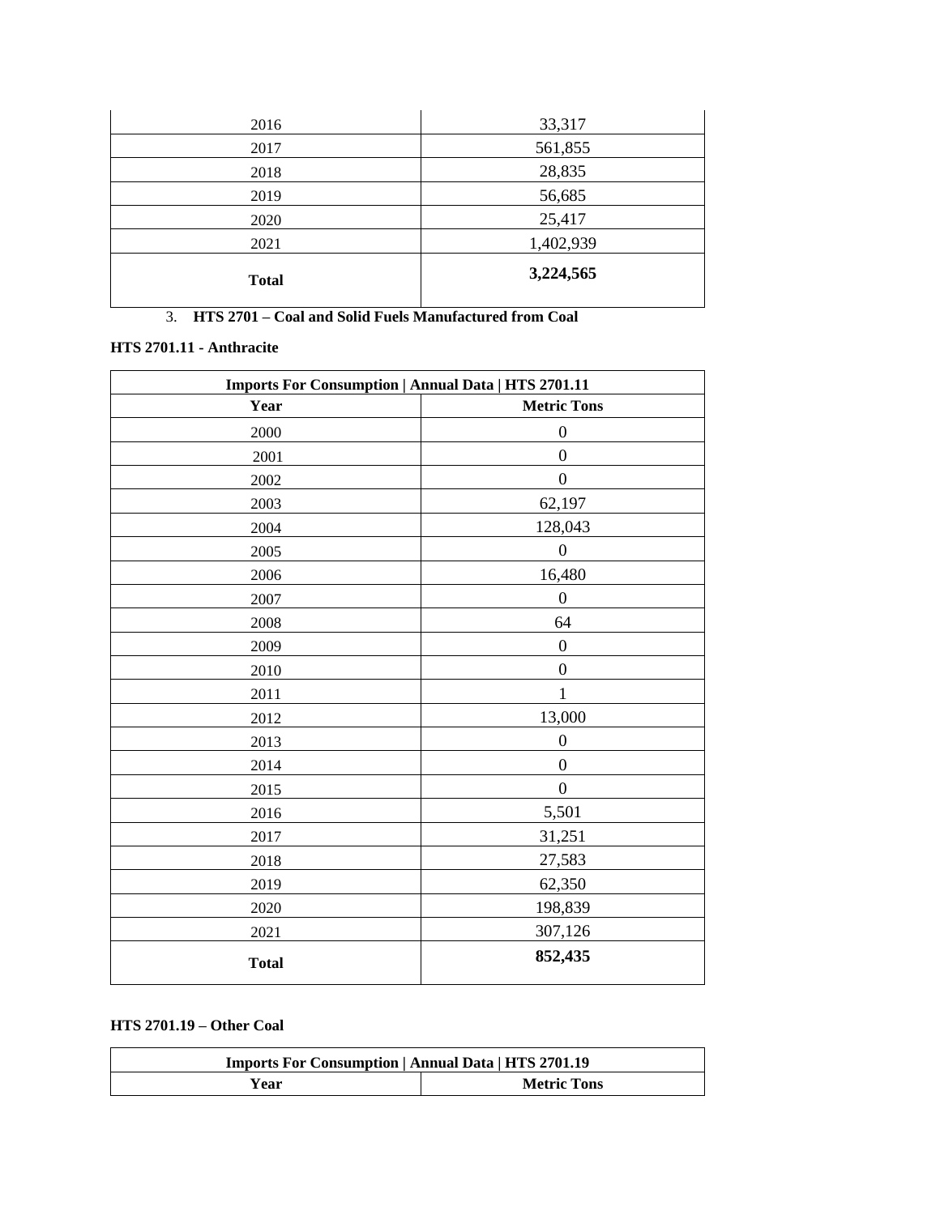| | |
|---|---|
| 2016 | 33,317 |
| 2017 | 561,855 |
| 2018 | 28,835 |
| 2019 | 56,685 |
| 2020 | 25,417 |
| 2021 | 1,402,939 |
| **Total** | **3,224,565** |

3. **HTS 2701 – Coal and Solid Fuels Manufactured from Coal**

**HTS 2701.11 - Anthracite**

| **Imports For Consumption \| Annual Data \| HTS 2701.11** | |
|---|---|
| **Year** | **Metric Tons** |
| 2000 | 0 |
| 2001 | 0 |
| 2002 | 0 |
| 2003 | 62,197 |
| 2004 | 128,043 |
| 2005 | 0 |
| 2006 | 16,480 |
| 2007 | 0 |
| 2008 | 64 |
| 2009 | 0 |
| 2010 | 0 |
| 2011 | 1 |
| 2012 | 13,000 |
| 2013 | 0 |
| 2014 | 0 |
| 2015 | 0 |
| 2016 | 5,501 |
| 2017 | 31,251 |
| 2018 | 27,583 |
| 2019 | 62,350 |
| 2020 | 198,839 |
| 2021 | 307,126 |
| **Total** | **852,435** |

**HTS 2701.19 – Other Coal**

| **Imports For Consumption \| Annual Data \| HTS 2701.19** | |
|---|---|
| **Year** | **Metric Tons** |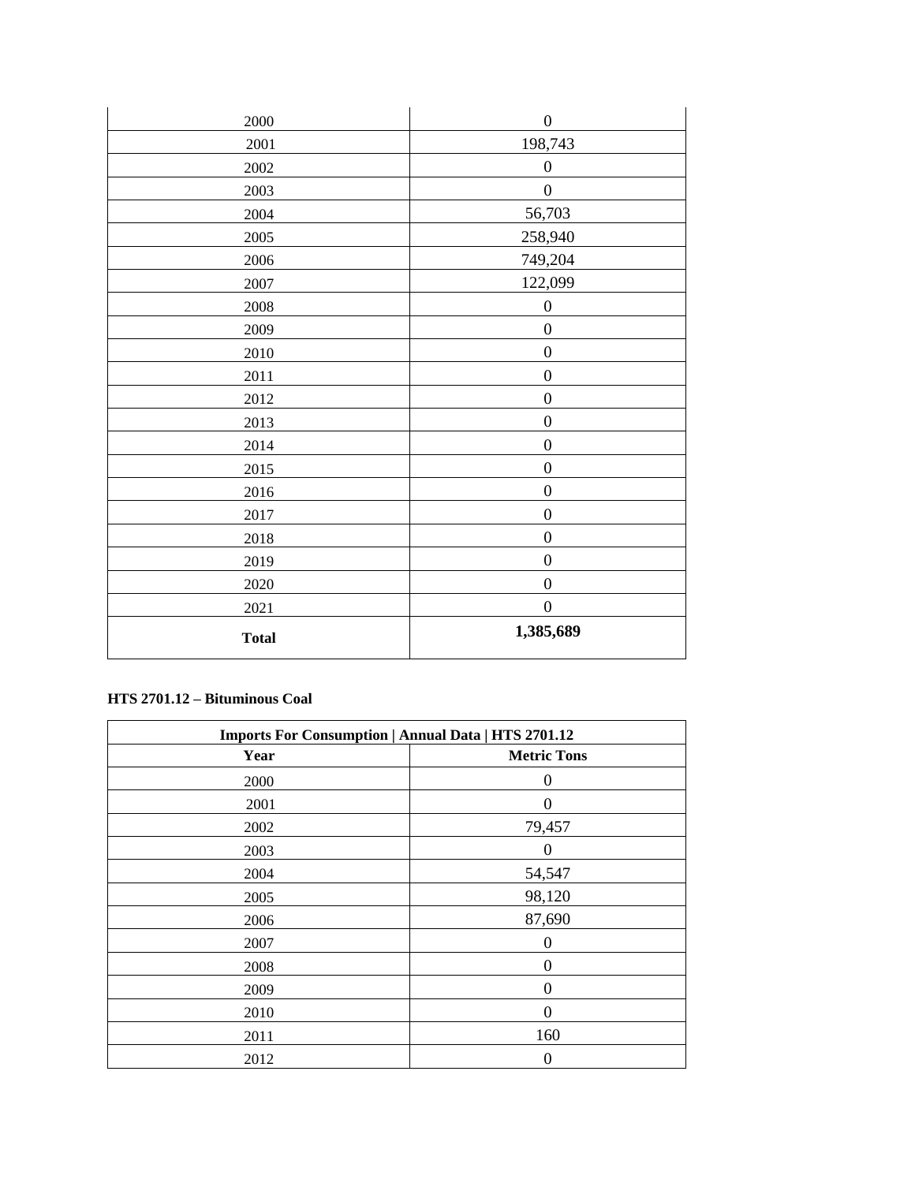| | |
|---|---|
| 2000 | 0 |
| 2001 | 198,743 |
| 2002 | 0 |
| 2003 | 0 |
| 2004 | 56,703 |
| 2005 | 258,940 |
| 2006 | 749,204 |
| 2007 | 122,099 |
| 2008 | 0 |
| 2009 | 0 |
| 2010 | 0 |
| 2011 | 0 |
| 2012 | 0 |
| 2013 | 0 |
| 2014 | 0 |
| 2015 | 0 |
| 2016 | 0 |
| 2017 | 0 |
| 2018 | 0 |
| 2019 | 0 |
| 2020 | 0 |
| 2021 | 0 |
| **Total** | **1,385,689** |

**HTS 2701.12 – Bituminous Coal**

| Imports For Consumption \| Annual Data \| HTS 2701.12 | |
|---|---|
| **Year** | **Metric Tons** |
| 2000 | 0 |
| 2001 | 0 |
| 2002 | 79,457 |
| 2003 | 0 |
| 2004 | 54,547 |
| 2005 | 98,120 |
| 2006 | 87,690 |
| 2007 | 0 |
| 2008 | 0 |
| 2009 | 0 |
| 2010 | 0 |
| 2011 | 160 |
| 2012 | 0 |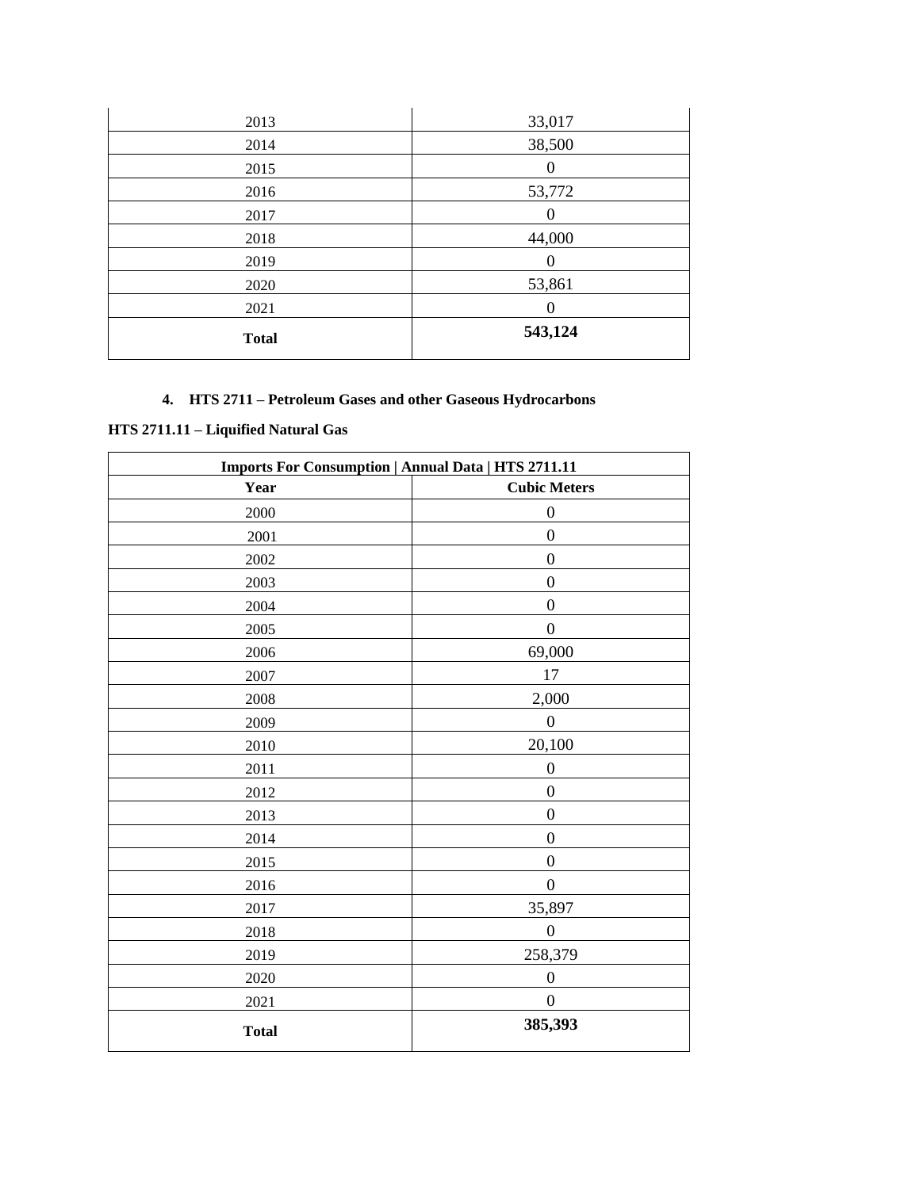| | |
|---|---|
| 2013 | 33,017 |
| 2014 | 38,500 |
| 2015 | 0 |
| 2016 | 53,772 |
| 2017 | 0 |
| 2018 | 44,000 |
| 2019 | 0 |
| 2020 | 53,861 |
| 2021 | 0 |
| **Total** | **543,124** |

4. **HTS 2711 – Petroleum Gases and other Gaseous Hydrocarbons**

**HTS 2711.11 – Liquified Natural Gas**

| **Imports For Consumption \| Annual Data \| HTS 2711.11** | |
|---|---|
| **Year** | **Cubic Meters** |
| 2000 | 0 |
| 2001 | 0 |
| 2002 | 0 |
| 2003 | 0 |
| 2004 | 0 |
| 2005 | 0 |
| 2006 | 69,000 |
| 2007 | 17 |
| 2008 | 2,000 |
| 2009 | 0 |
| 2010 | 20,100 |
| 2011 | 0 |
| 2012 | 0 |
| 2013 | 0 |
| 2014 | 0 |
| 2015 | 0 |
| 2016 | 0 |
| 2017 | 35,897 |
| 2018 | 0 |
| 2019 | 258,379 |
| 2020 | 0 |
| 2021 | 0 |
| **Total** | **385,393** |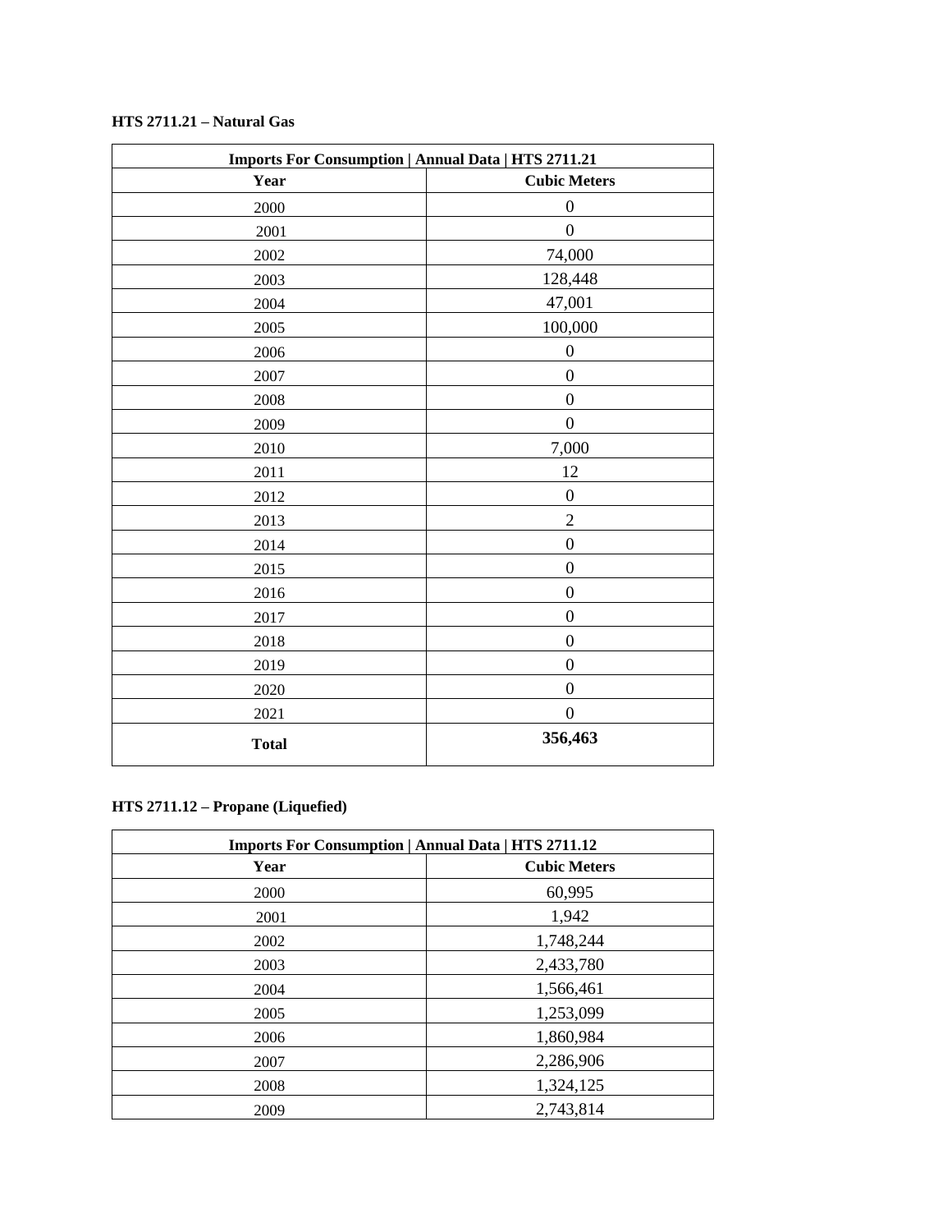**HTS 2711.21 – Natural Gas**

| Imports For Consumption \| Annual Data \| HTS 2711.21 | |
|---|---|
| **Year** | **Cubic Meters** |
| 2000 | 0 |
| 2001 | 0 |
| 2002 | 74,000 |
| 2003 | 128,448 |
| 2004 | 47,001 |
| 2005 | 100,000 |
| 2006 | 0 |
| 2007 | 0 |
| 2008 | 0 |
| 2009 | 0 |
| 2010 | 7,000 |
| 2011 | 12 |
| 2012 | 0 |
| 2013 | 2 |
| 2014 | 0 |
| 2015 | 0 |
| 2016 | 0 |
| 2017 | 0 |
| 2018 | 0 |
| 2019 | 0 |
| 2020 | 0 |
| 2021 | 0 |
| **Total** | **356,463** |

**HTS 2711.12 – Propane (Liquefied)**

| Imports For Consumption \| Annual Data \| HTS 2711.12 | |
|---|---|
| **Year** | **Cubic Meters** |
| 2000 | 60,995 |
| 2001 | 1,942 |
| 2002 | 1,748,244 |
| 2003 | 2,433,780 |
| 2004 | 1,566,461 |
| 2005 | 1,253,099 |
| 2006 | 1,860,984 |
| 2007 | 2,286,906 |
| 2008 | 1,324,125 |
| 2009 | 2,743,814 |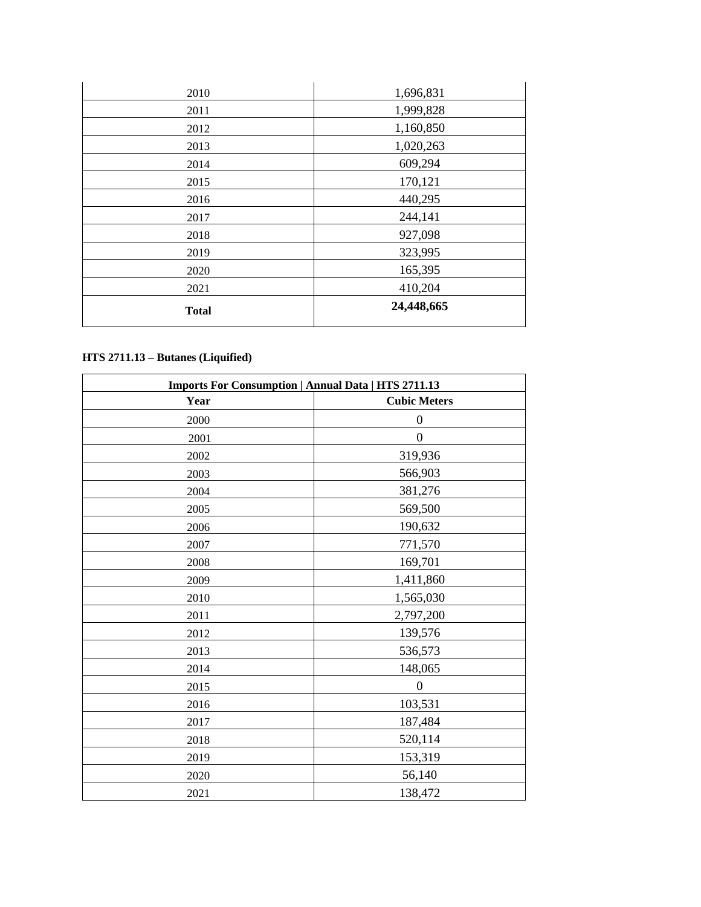| | |
|---|---|
| 2010 | 1,696,831 |
| 2011 | 1,999,828 |
| 2012 | 1,160,850 |
| 2013 | 1,020,263 |
| 2014 | 609,294 |
| 2015 | 170,121 |
| 2016 | 440,295 |
| 2017 | 244,141 |
| 2018 | 927,098 |
| 2019 | 323,995 |
| 2020 | 165,395 |
| 2021 | 410,204 |
| **Total** | **24,448,665** |

**HTS 2711.13 – Butanes (Liquified)**

| **Imports For Consumption \| Annual Data \| HTS 2711.13** | |
|---|---|
| **Year** | **Cubic Meters** |
| 2000 | 0 |
| 2001 | 0 |
| 2002 | 319,936 |
| 2003 | 566,903 |
| 2004 | 381,276 |
| 2005 | 569,500 |
| 2006 | 190,632 |
| 2007 | 771,570 |
| 2008 | 169,701 |
| 2009 | 1,411,860 |
| 2010 | 1,565,030 |
| 2011 | 2,797,200 |
| 2012 | 139,576 |
| 2013 | 536,573 |
| 2014 | 148,065 |
| 2015 | 0 |
| 2016 | 103,531 |
| 2017 | 187,484 |
| 2018 | 520,114 |
| 2019 | 153,319 |
| 2020 | 56,140 |
| 2021 | 138,472 |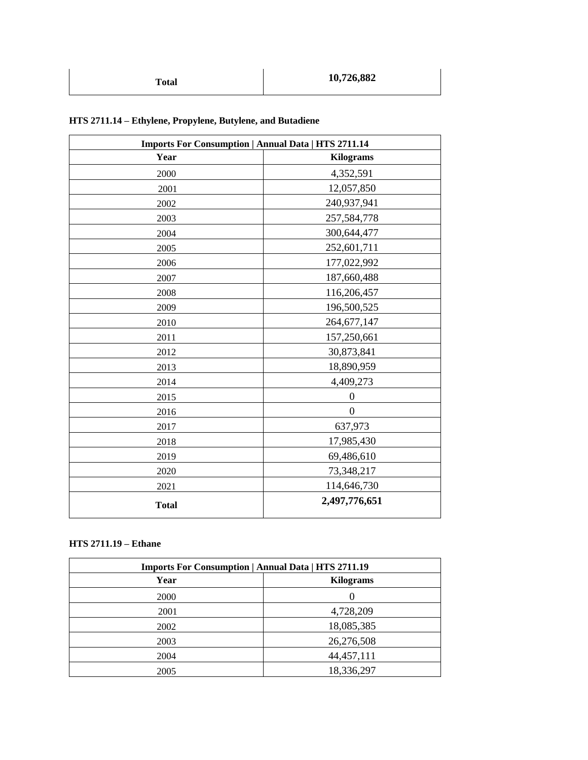| Total | **10,726,882** |
|---|---|

**HTS 2711.14 – Ethylene, Propylene, Butylene, and Butadiene**

| Imports For Consumption \| Annual Data \| HTS 2711.14 | |
|---|---|
| **Year** | **Kilograms** |
| 2000 | 4,352,591 |
| 2001 | 12,057,850 |
| 2002 | 240,937,941 |
| 2003 | 257,584,778 |
| 2004 | 300,644,477 |
| 2005 | 252,601,711 |
| 2006 | 177,022,992 |
| 2007 | 187,660,488 |
| 2008 | 116,206,457 |
| 2009 | 196,500,525 |
| 2010 | 264,677,147 |
| 2011 | 157,250,661 |
| 2012 | 30,873,841 |
| 2013 | 18,890,959 |
| 2014 | 4,409,273 |
| 2015 | 0 |
| 2016 | 0 |
| 2017 | 637,973 |
| 2018 | 17,985,430 |
| 2019 | 69,486,610 |
| 2020 | 73,348,217 |
| 2021 | 114,646,730 |
| **Total** | **2,497,776,651** |

**HTS 2711.19 – Ethane**

| Imports For Consumption \| Annual Data \| HTS 2711.19 | |
|---|---|
| **Year** | **Kilograms** |
| 2000 | 0 |
| 2001 | 4,728,209 |
| 2002 | 18,085,385 |
| 2003 | 26,276,508 |
| 2004 | 44,457,111 |
| 2005 | 18,336,297 |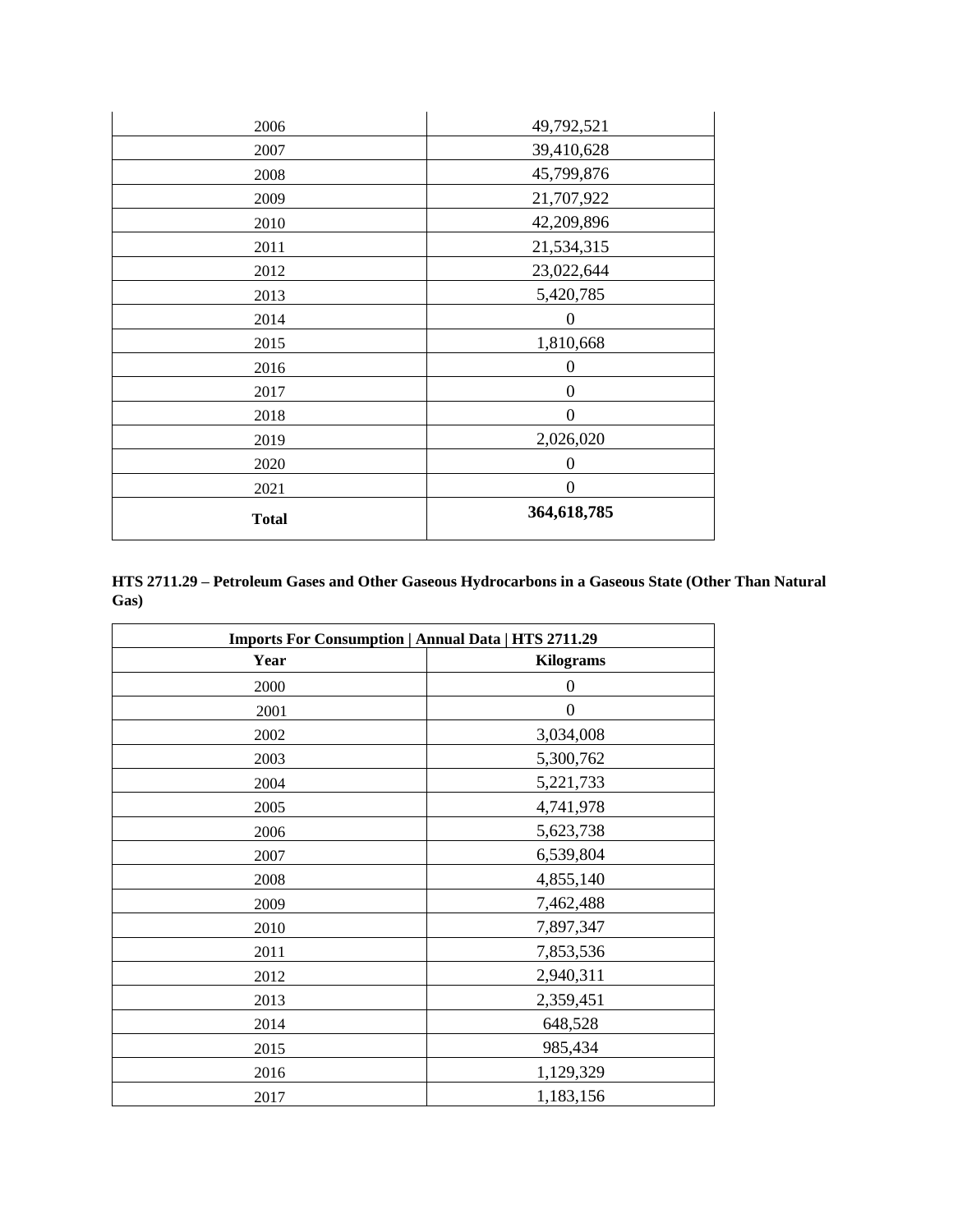| | |
|---|---|
| 2006 | 49,792,521 |
| 2007 | 39,410,628 |
| 2008 | 45,799,876 |
| 2009 | 21,707,922 |
| 2010 | 42,209,896 |
| 2011 | 21,534,315 |
| 2012 | 23,022,644 |
| 2013 | 5,420,785 |
| 2014 | 0 |
| 2015 | 1,810,668 |
| 2016 | 0 |
| 2017 | 0 |
| 2018 | 0 |
| 2019 | 2,026,020 |
| 2020 | 0 |
| 2021 | 0 |
| **Total** | **364,618,785** |

**HTS 2711.29 – Petroleum Gases and Other Gaseous Hydrocarbons in a Gaseous State (Other Than Natural Gas)**

| **Imports For Consumption \| Annual Data \| HTS 2711.29** | |
|---|---|
| **Year** | **Kilograms** |
| 2000 | 0 |
| 2001 | 0 |
| 2002 | 3,034,008 |
| 2003 | 5,300,762 |
| 2004 | 5,221,733 |
| 2005 | 4,741,978 |
| 2006 | 5,623,738 |
| 2007 | 6,539,804 |
| 2008 | 4,855,140 |
| 2009 | 7,462,488 |
| 2010 | 7,897,347 |
| 2011 | 7,853,536 |
| 2012 | 2,940,311 |
| 2013 | 2,359,451 |
| 2014 | 648,528 |
| 2015 | 985,434 |
| 2016 | 1,129,329 |
| 2017 | 1,183,156 |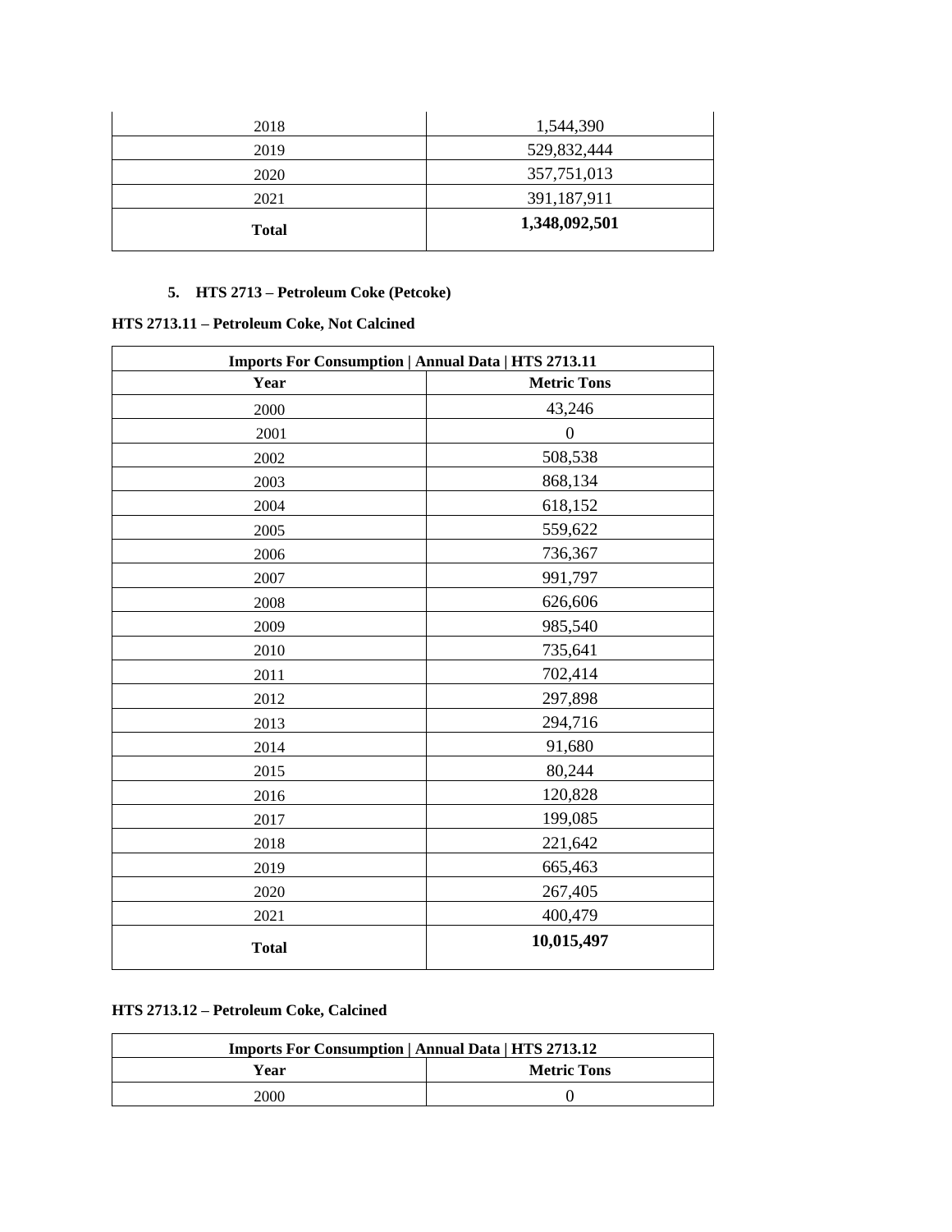| 2018 | 1,544,390 |
|---|---|
| 2019 | 529,832,444 |
| 2020 | 357,751,013 |
| 2021 | 391,187,911 |
| **Total** | **1,348,092,501** |

5. **HTS 2713 – Petroleum Coke (Petcoke)**

**HTS 2713.11 – Petroleum Coke, Not Calcined**

| **Imports For Consumption \| Annual Data \| HTS 2713.11** | |
|---|---|
| **Year** | **Metric Tons** |
| 2000 | 43,246 |
| 2001 | 0 |
| 2002 | 508,538 |
| 2003 | 868,134 |
| 2004 | 618,152 |
| 2005 | 559,622 |
| 2006 | 736,367 |
| 2007 | 991,797 |
| 2008 | 626,606 |
| 2009 | 985,540 |
| 2010 | 735,641 |
| 2011 | 702,414 |
| 2012 | 297,898 |
| 2013 | 294,716 |
| 2014 | 91,680 |
| 2015 | 80,244 |
| 2016 | 120,828 |
| 2017 | 199,085 |
| 2018 | 221,642 |
| 2019 | 665,463 |
| 2020 | 267,405 |
| 2021 | 400,479 |
| **Total** | **10,015,497** |

**HTS 2713.12 – Petroleum Coke, Calcined**

| **Imports For Consumption \| Annual Data \| HTS 2713.12** | |
|---|---|
| **Year** | **Metric Tons** |
| 2000 | 0 |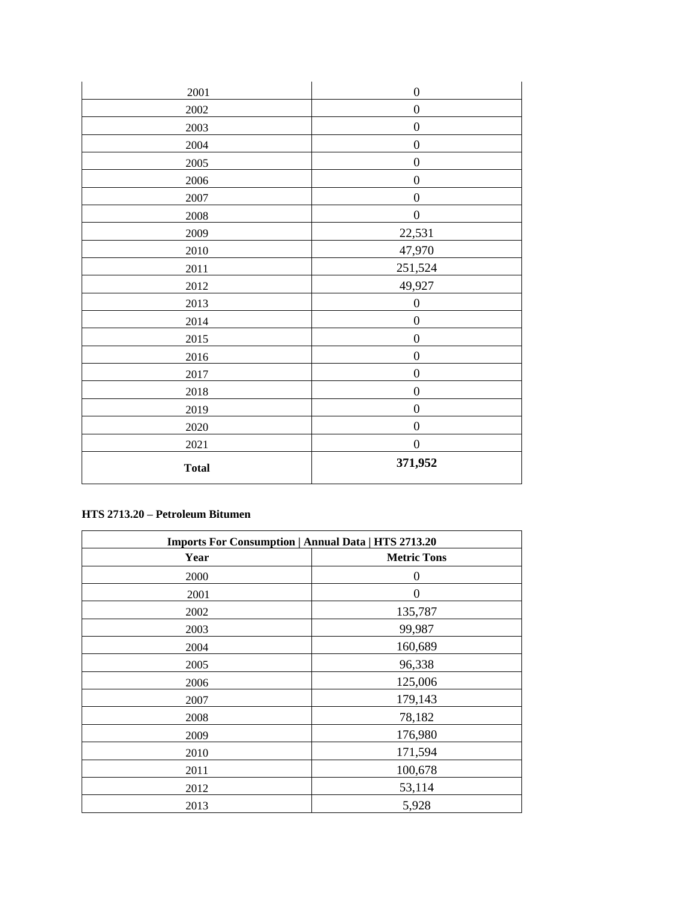| | |
|---|---|
| 2001 | 0 |
| 2002 | 0 |
| 2003 | 0 |
| 2004 | 0 |
| 2005 | 0 |
| 2006 | 0 |
| 2007 | 0 |
| 2008 | 0 |
| 2009 | 22,531 |
| 2010 | 47,970 |
| 2011 | 251,524 |
| 2012 | 49,927 |
| 2013 | 0 |
| 2014 | 0 |
| 2015 | 0 |
| 2016 | 0 |
| 2017 | 0 |
| 2018 | 0 |
| 2019 | 0 |
| 2020 | 0 |
| 2021 | 0 |
| **Total** | **371,952** |

**HTS 2713.20 – Petroleum Bitumen**

| **Imports For Consumption \| Annual Data \| HTS 2713.20** | |
|---|---|
| **Year** | **Metric Tons** |
| 2000 | 0 |
| 2001 | 0 |
| 2002 | 135,787 |
| 2003 | 99,987 |
| 2004 | 160,689 |
| 2005 | 96,338 |
| 2006 | 125,006 |
| 2007 | 179,143 |
| 2008 | 78,182 |
| 2009 | 176,980 |
| 2010 | 171,594 |
| 2011 | 100,678 |
| 2012 | 53,114 |
| 2013 | 5,928 |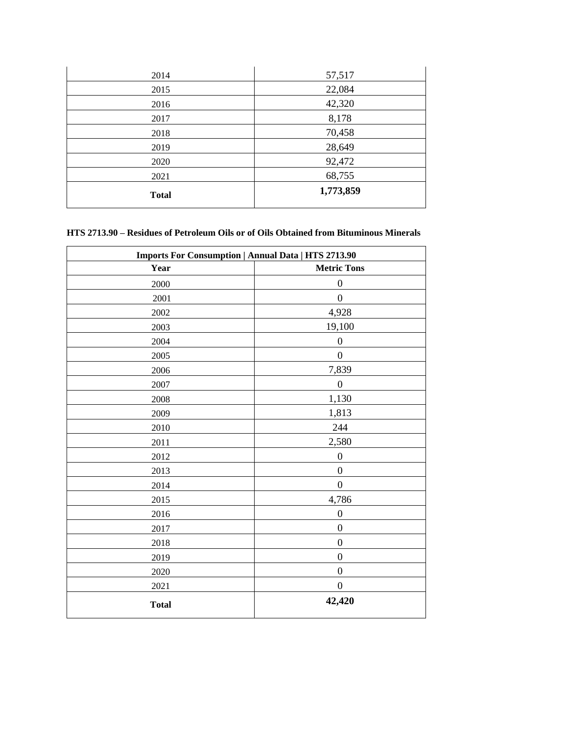| | |
|---|---|
| 2014 | 57,517 |
| 2015 | 22,084 |
| 2016 | 42,320 |
| 2017 | 8,178 |
| 2018 | 70,458 |
| 2019 | 28,649 |
| 2020 | 92,472 |
| 2021 | 68,755 |
| **Total** | **1,773,859** |

**HTS 2713.90 – Residues of Petroleum Oils or of Oils Obtained from Bituminous Minerals**

| **Imports For Consumption \| Annual Data \| HTS 2713.90** | |
|---|---|
| **Year** | **Metric Tons** |
| 2000 | 0 |
| 2001 | 0 |
| 2002 | 4,928 |
| 2003 | 19,100 |
| 2004 | 0 |
| 2005 | 0 |
| 2006 | 7,839 |
| 2007 | 0 |
| 2008 | 1,130 |
| 2009 | 1,813 |
| 2010 | 244 |
| 2011 | 2,580 |
| 2012 | 0 |
| 2013 | 0 |
| 2014 | 0 |
| 2015 | 4,786 |
| 2016 | 0 |
| 2017 | 0 |
| 2018 | 0 |
| 2019 | 0 |
| 2020 | 0 |
| 2021 | 0 |
| **Total** | **42,420** |